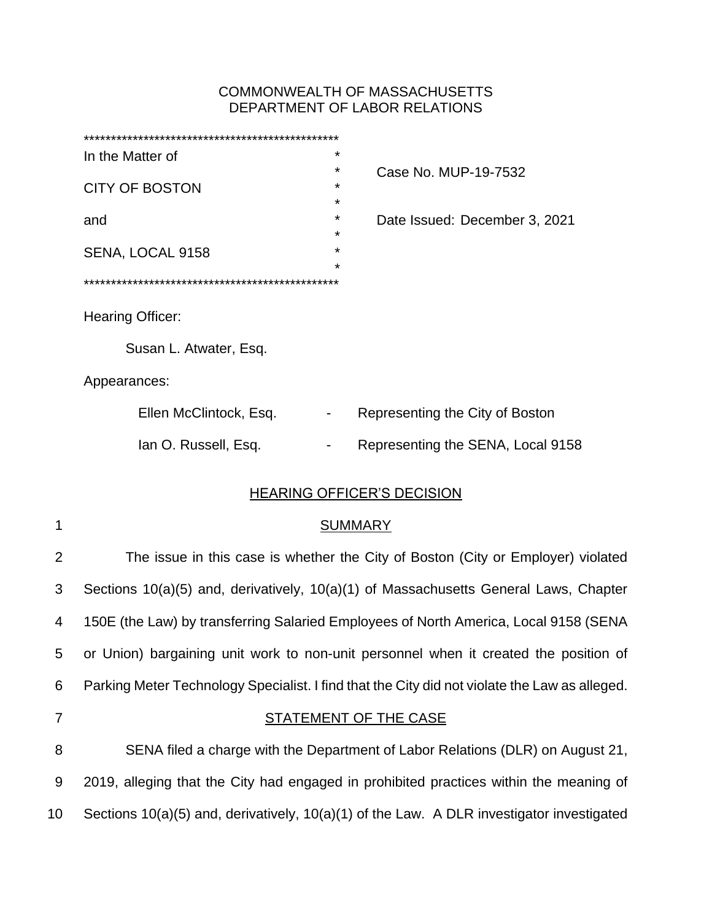COMMONWEALTH OF MASSACHUSETTS
DEPARTMENT OF LABOR RELATIONS

| | |
|---|---|
| In the Matter of | Case No. MUP-19-7532 |
| CITY OF BOSTON | |
| and | Date Issued: December 3, 2021 |
| SENA, LOCAL 9158 | |

Hearing Officer:

Susan L. Atwater, Esq.

Appearances:

Ellen McClintock, Esq. - Representing the City of Boston

Ian O. Russell, Esq. - Representing the SENA, Local 9158

## HEARING OFFICER'S DECISION

### SUMMARY

The issue in this case is whether the City of Boston (City or Employer) violated Sections 10(a)(5) and, derivatively, 10(a)(1) of Massachusetts General Laws, Chapter 150E (the Law) by transferring Salaried Employees of North America, Local 9158 (SENA or Union) bargaining unit work to non-unit personnel when it created the position of Parking Meter Technology Specialist. I find that the City did not violate the Law as alleged.

### STATEMENT OF THE CASE

SENA filed a charge with the Department of Labor Relations (DLR) on August 21, 2019, alleging that the City had engaged in prohibited practices within the meaning of Sections 10(a)(5) and, derivatively, 10(a)(1) of the Law. A DLR investigator investigated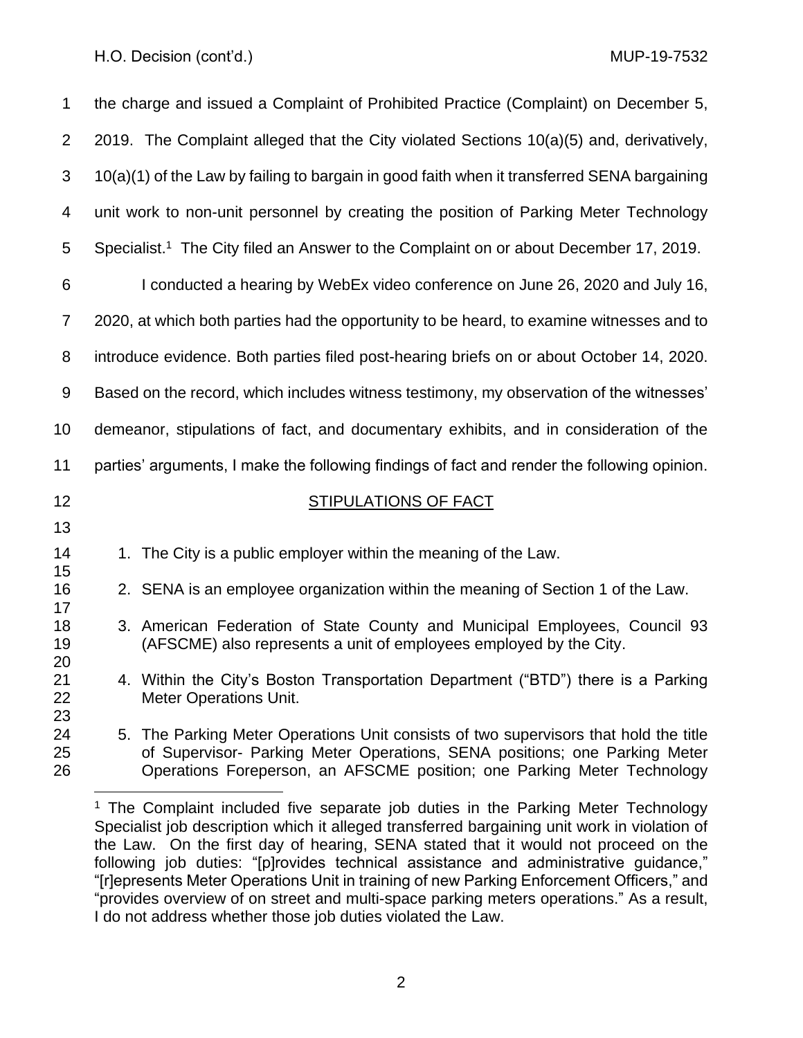the charge and issued a Complaint of Prohibited Practice (Complaint) on December 5, 2019. The Complaint alleged that the City violated Sections 10(a)(5) and, derivatively, 10(a)(1) of the Law by failing to bargain in good faith when it transferred SENA bargaining unit work to non-unit personnel by creating the position of Parking Meter Technology Specialist.[1] The City filed an Answer to the Complaint on or about December 17, 2019.

I conducted a hearing by WebEx video conference on June 26, 2020 and July 16, 2020, at which both parties had the opportunity to be heard, to examine witnesses and to introduce evidence. Both parties filed post-hearing briefs on or about October 14, 2020. Based on the record, which includes witness testimony, my observation of the witnesses' demeanor, stipulations of fact, and documentary exhibits, and in consideration of the parties' arguments, I make the following findings of fact and render the following opinion.

## STIPULATIONS OF FACT

1. The City is a public employer within the meaning of the Law.
2. SENA is an employee organization within the meaning of Section 1 of the Law.
3. American Federation of State County and Municipal Employees, Council 93 (AFSCME) also represents a unit of employees employed by the City.
4. Within the City's Boston Transportation Department ("BTD") there is a Parking Meter Operations Unit.
5. The Parking Meter Operations Unit consists of two supervisors that hold the title of Supervisor- Parking Meter Operations, SENA positions; one Parking Meter Operations Foreperson, an AFSCME position; one Parking Meter Technology

---

[1] The Complaint included five separate job duties in the Parking Meter Technology Specialist job description which it alleged transferred bargaining unit work in violation of the Law. On the first day of hearing, SENA stated that it would not proceed on the following job duties: "[p]rovides technical assistance and administrative guidance," "[r]epresents Meter Operations Unit in training of new Parking Enforcement Officers," and "provides overview of on street and multi-space parking meters operations." As a result, I do not address whether those job duties violated the Law.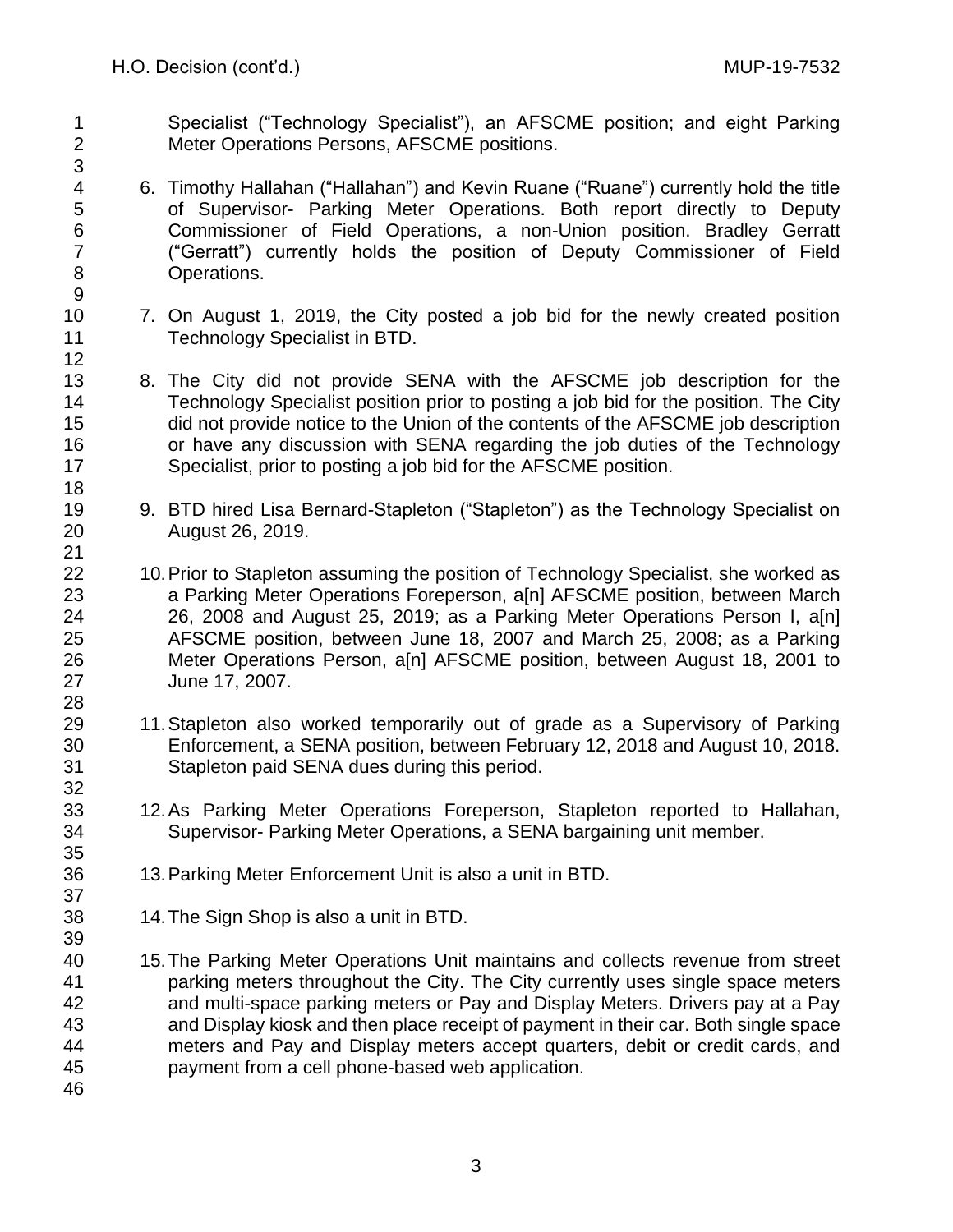Specialist ("Technology Specialist"), an AFSCME position; and eight Parking Meter Operations Persons, AFSCME positions.

6. Timothy Hallahan ("Hallahan") and Kevin Ruane ("Ruane") currently hold the title of Supervisor- Parking Meter Operations. Both report directly to Deputy Commissioner of Field Operations, a non-Union position. Bradley Gerratt ("Gerratt") currently holds the position of Deputy Commissioner of Field Operations.

7. On August 1, 2019, the City posted a job bid for the newly created position Technology Specialist in BTD.

8. The City did not provide SENA with the AFSCME job description for the Technology Specialist position prior to posting a job bid for the position. The City did not provide notice to the Union of the contents of the AFSCME job description or have any discussion with SENA regarding the job duties of the Technology Specialist, prior to posting a job bid for the AFSCME position.

9. BTD hired Lisa Bernard-Stapleton ("Stapleton") as the Technology Specialist on August 26, 2019.

10. Prior to Stapleton assuming the position of Technology Specialist, she worked as a Parking Meter Operations Foreperson, a[n] AFSCME position, between March 26, 2008 and August 25, 2019; as a Parking Meter Operations Person I, a[n] AFSCME position, between June 18, 2007 and March 25, 2008; as a Parking Meter Operations Person, a[n] AFSCME position, between August 18, 2001 to June 17, 2007.

11. Stapleton also worked temporarily out of grade as a Supervisory of Parking Enforcement, a SENA position, between February 12, 2018 and August 10, 2018. Stapleton paid SENA dues during this period.

12. As Parking Meter Operations Foreperson, Stapleton reported to Hallahan, Supervisor- Parking Meter Operations, a SENA bargaining unit member.

13. Parking Meter Enforcement Unit is also a unit in BTD.

14. The Sign Shop is also a unit in BTD.

15. The Parking Meter Operations Unit maintains and collects revenue from street parking meters throughout the City. The City currently uses single space meters and multi-space parking meters or Pay and Display Meters. Drivers pay at a Pay and Display kiosk and then place receipt of payment in their car. Both single space meters and Pay and Display meters accept quarters, debit or credit cards, and payment from a cell phone-based web application.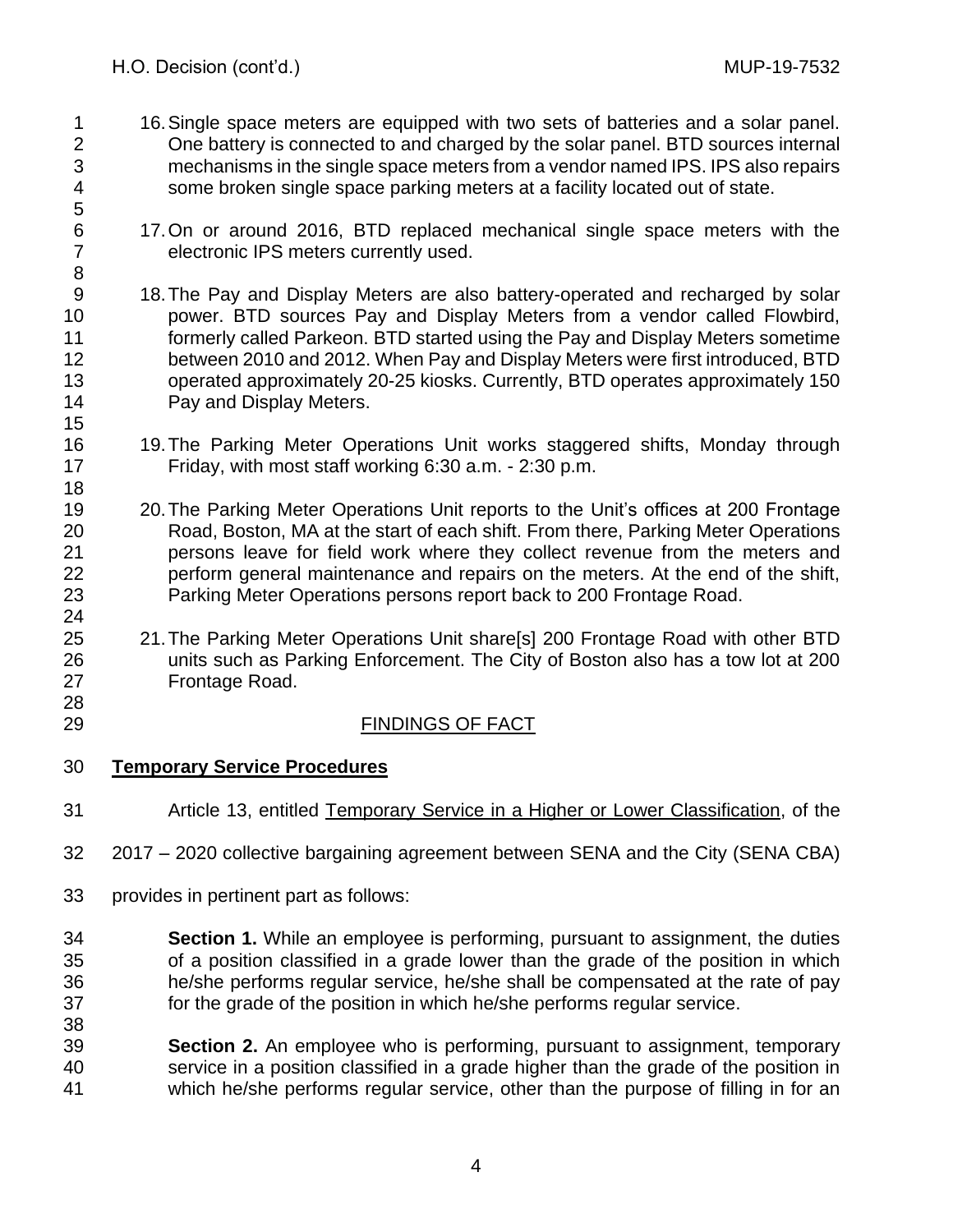16. Single space meters are equipped with two sets of batteries and a solar panel. One battery is connected to and charged by the solar panel. BTD sources internal mechanisms in the single space meters from a vendor named IPS. IPS also repairs some broken single space parking meters at a facility located out of state.

17. On or around 2016, BTD replaced mechanical single space meters with the electronic IPS meters currently used.

18. The Pay and Display Meters are also battery-operated and recharged by solar power. BTD sources Pay and Display Meters from a vendor called Flowbird, formerly called Parkeon. BTD started using the Pay and Display Meters sometime between 2010 and 2012. When Pay and Display Meters were first introduced, BTD operated approximately 20-25 kiosks. Currently, BTD operates approximately 150 Pay and Display Meters.

19. The Parking Meter Operations Unit works staggered shifts, Monday through Friday, with most staff working 6:30 a.m. - 2:30 p.m.

20. The Parking Meter Operations Unit reports to the Unit's offices at 200 Frontage Road, Boston, MA at the start of each shift. From there, Parking Meter Operations persons leave for field work where they collect revenue from the meters and perform general maintenance and repairs on the meters. At the end of the shift, Parking Meter Operations persons report back to 200 Frontage Road.

21. The Parking Meter Operations Unit share[s] 200 Frontage Road with other BTD units such as Parking Enforcement. The City of Boston also has a tow lot at 200 Frontage Road.

## FINDINGS OF FACT

**Temporary Service Procedures**

Article 13, entitled Temporary Service in a Higher or Lower Classification, of the 2017 – 2020 collective bargaining agreement between SENA and the City (SENA CBA) provides in pertinent part as follows:

> **Section 1.** While an employee is performing, pursuant to assignment, the duties of a position classified in a grade lower than the grade of the position in which he/she performs regular service, he/she shall be compensated at the rate of pay for the grade of the position in which he/she performs regular service.
>
> **Section 2.** An employee who is performing, pursuant to assignment, temporary service in a position classified in a grade higher than the grade of the position in which he/she performs regular service, other than the purpose of filling in for an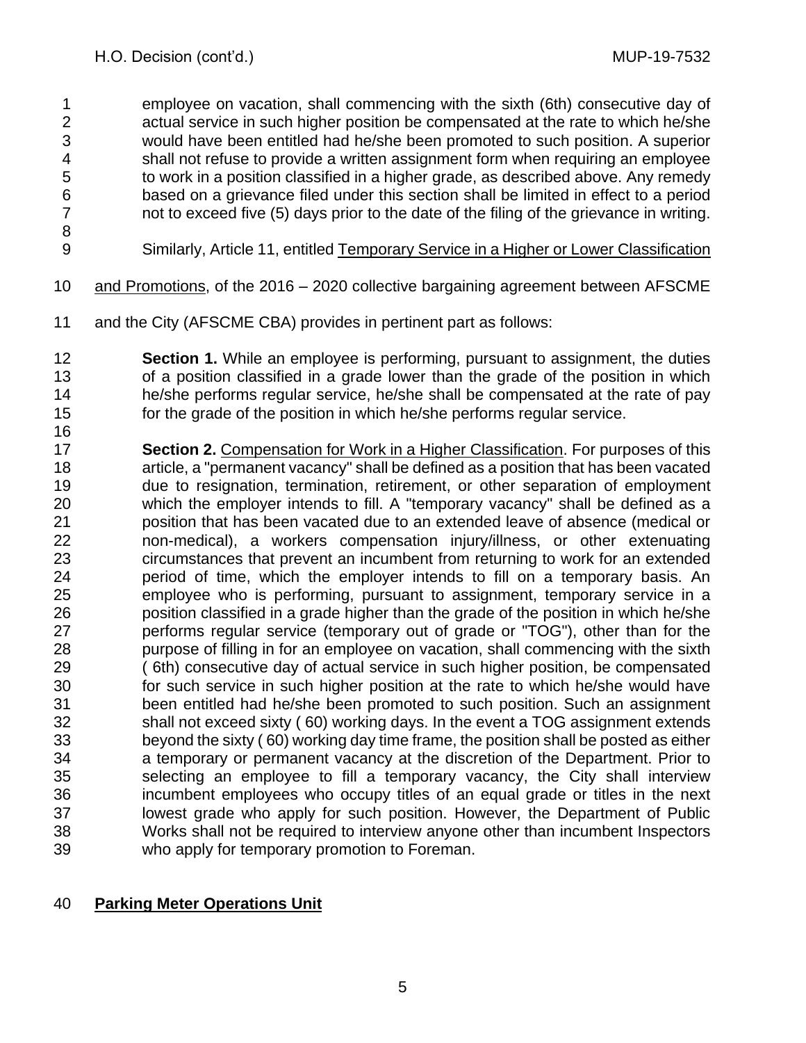employee on vacation, shall commencing with the sixth (6th) consecutive day of actual service in such higher position be compensated at the rate to which he/she would have been entitled had he/she been promoted to such position. A superior shall not refuse to provide a written assignment form when requiring an employee to work in a position classified in a higher grade, as described above. Any remedy based on a grievance filed under this section shall be limited in effect to a period not to exceed five (5) days prior to the date of the filing of the grievance in writing.

Similarly, Article 11, entitled <u>Temporary Service in a Higher or Lower Classification and Promotions</u>, of the 2016 – 2020 collective bargaining agreement between AFSCME and the City (AFSCME CBA) provides in pertinent part as follows:

> **Section 1.** While an employee is performing, pursuant to assignment, the duties of a position classified in a grade lower than the grade of the position in which he/she performs regular service, he/she shall be compensated at the rate of pay for the grade of the position in which he/she performs regular service.
>
> **Section 2.** <u>Compensation for Work in a Higher Classification</u>. For purposes of this article, a "permanent vacancy" shall be defined as a position that has been vacated due to resignation, termination, retirement, or other separation of employment which the employer intends to fill. A "temporary vacancy" shall be defined as a position that has been vacated due to an extended leave of absence (medical or non-medical), a workers compensation injury/illness, or other extenuating circumstances that prevent an incumbent from returning to work for an extended period of time, which the employer intends to fill on a temporary basis. An employee who is performing, pursuant to assignment, temporary service in a position classified in a grade higher than the grade of the position in which he/she performs regular service (temporary out of grade or "TOG"), other than for the purpose of filling in for an employee on vacation, shall commencing with the sixth ( 6th) consecutive day of actual service in such higher position, be compensated for such service in such higher position at the rate to which he/she would have been entitled had he/she been promoted to such position. Such an assignment shall not exceed sixty ( 60) working days. In the event a TOG assignment extends beyond the sixty ( 60) working day time frame, the position shall be posted as either a temporary or permanent vacancy at the discretion of the Department. Prior to selecting an employee to fill a temporary vacancy, the City shall interview incumbent employees who occupy titles of an equal grade or titles in the next lowest grade who apply for such position. However, the Department of Public Works shall not be required to interview anyone other than incumbent Inspectors who apply for temporary promotion to Foreman.

**<u>Parking Meter Operations Unit</u>**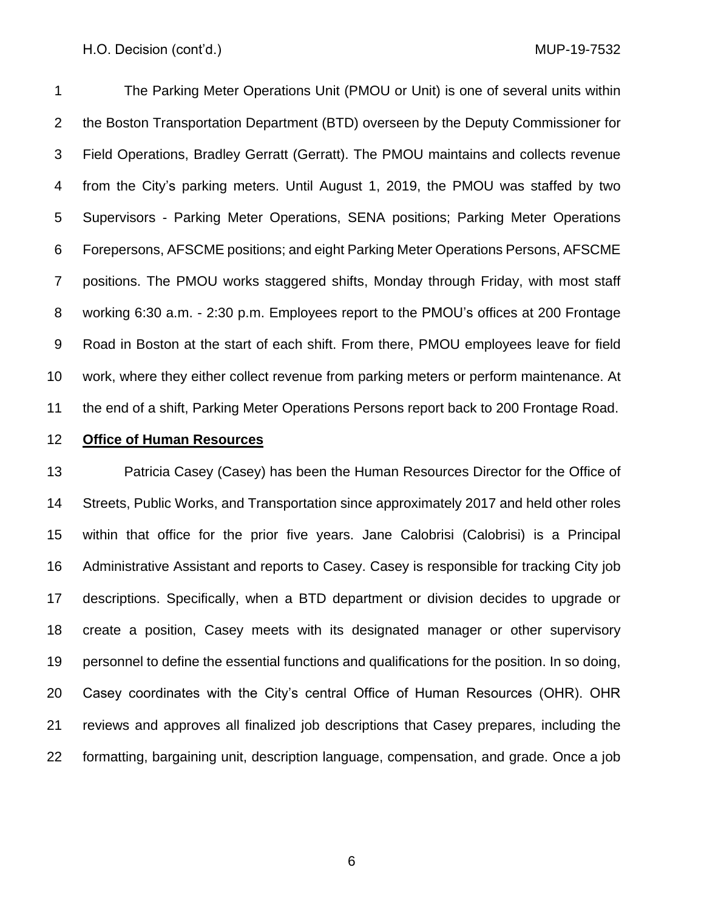The Parking Meter Operations Unit (PMOU or Unit) is one of several units within the Boston Transportation Department (BTD) overseen by the Deputy Commissioner for Field Operations, Bradley Gerratt (Gerratt). The PMOU maintains and collects revenue from the City's parking meters. Until August 1, 2019, the PMOU was staffed by two Supervisors - Parking Meter Operations, SENA positions; Parking Meter Operations Forepersons, AFSCME positions; and eight Parking Meter Operations Persons, AFSCME positions. The PMOU works staggered shifts, Monday through Friday, with most staff working 6:30 a.m. - 2:30 p.m. Employees report to the PMOU's offices at 200 Frontage Road in Boston at the start of each shift. From there, PMOU employees leave for field work, where they either collect revenue from parking meters or perform maintenance. At the end of a shift, Parking Meter Operations Persons report back to 200 Frontage Road.

**Office of Human Resources**

Patricia Casey (Casey) has been the Human Resources Director for the Office of Streets, Public Works, and Transportation since approximately 2017 and held other roles within that office for the prior five years. Jane Calobrisi (Calobrisi) is a Principal Administrative Assistant and reports to Casey. Casey is responsible for tracking City job descriptions. Specifically, when a BTD department or division decides to upgrade or create a position, Casey meets with its designated manager or other supervisory personnel to define the essential functions and qualifications for the position. In so doing, Casey coordinates with the City's central Office of Human Resources (OHR). OHR reviews and approves all finalized job descriptions that Casey prepares, including the formatting, bargaining unit, description language, compensation, and grade. Once a job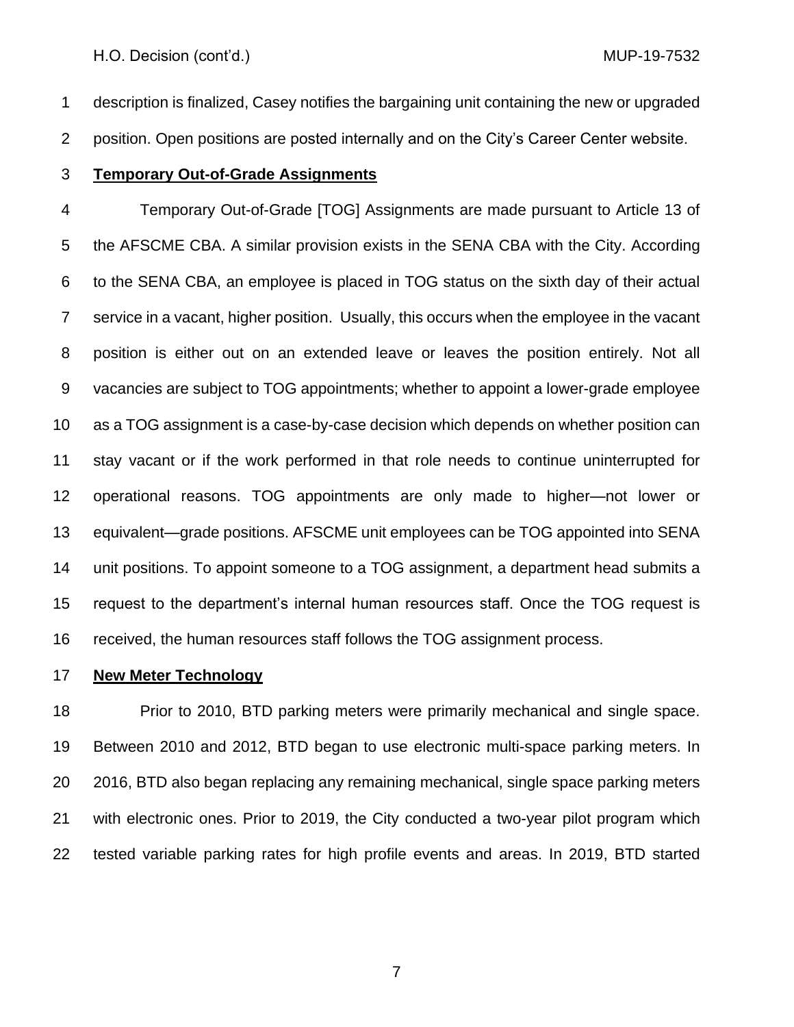description is finalized, Casey notifies the bargaining unit containing the new or upgraded position. Open positions are posted internally and on the City's Career Center website.

**Temporary Out-of-Grade Assignments**

Temporary Out-of-Grade [TOG] Assignments are made pursuant to Article 13 of the AFSCME CBA. A similar provision exists in the SENA CBA with the City. According to the SENA CBA, an employee is placed in TOG status on the sixth day of their actual service in a vacant, higher position. Usually, this occurs when the employee in the vacant position is either out on an extended leave or leaves the position entirely. Not all vacancies are subject to TOG appointments; whether to appoint a lower-grade employee as a TOG assignment is a case-by-case decision which depends on whether position can stay vacant or if the work performed in that role needs to continue uninterrupted for operational reasons. TOG appointments are only made to higher—not lower or equivalent—grade positions. AFSCME unit employees can be TOG appointed into SENA unit positions. To appoint someone to a TOG assignment, a department head submits a request to the department's internal human resources staff. Once the TOG request is received, the human resources staff follows the TOG assignment process.

**New Meter Technology**

Prior to 2010, BTD parking meters were primarily mechanical and single space. Between 2010 and 2012, BTD began to use electronic multi-space parking meters. In 2016, BTD also began replacing any remaining mechanical, single space parking meters with electronic ones. Prior to 2019, the City conducted a two-year pilot program which tested variable parking rates for high profile events and areas. In 2019, BTD started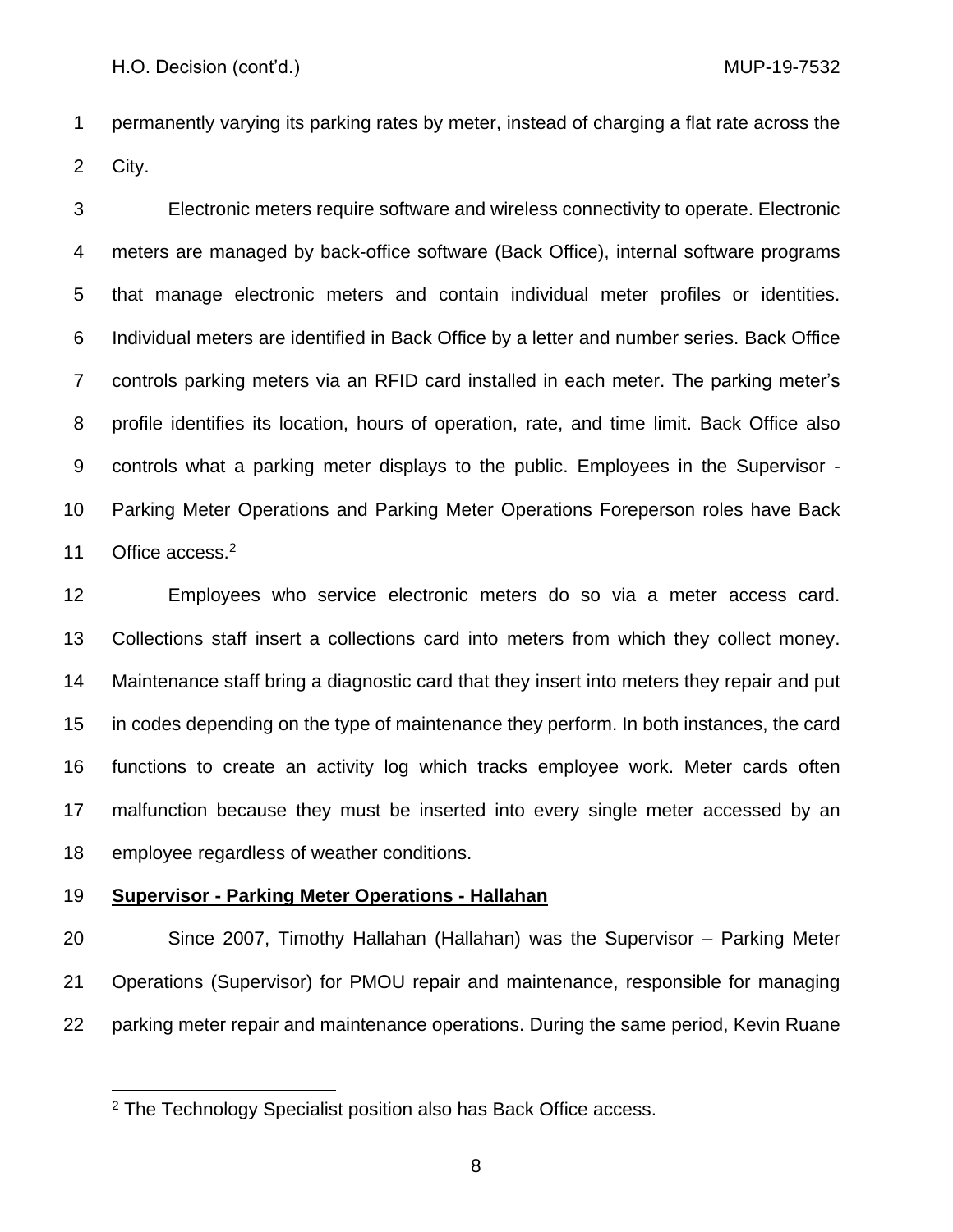permanently varying its parking rates by meter, instead of charging a flat rate across the City.

Electronic meters require software and wireless connectivity to operate. Electronic meters are managed by back-office software (Back Office), internal software programs that manage electronic meters and contain individual meter profiles or identities. Individual meters are identified in Back Office by a letter and number series. Back Office controls parking meters via an RFID card installed in each meter. The parking meter's profile identifies its location, hours of operation, rate, and time limit. Back Office also controls what a parking meter displays to the public. Employees in the Supervisor - Parking Meter Operations and Parking Meter Operations Foreperson roles have Back Office access.[2]

Employees who service electronic meters do so via a meter access card. Collections staff insert a collections card into meters from which they collect money. Maintenance staff bring a diagnostic card that they insert into meters they repair and put in codes depending on the type of maintenance they perform. In both instances, the card functions to create an activity log which tracks employee work. Meter cards often malfunction because they must be inserted into every single meter accessed by an employee regardless of weather conditions.

**Supervisor - Parking Meter Operations - Hallahan**

Since 2007, Timothy Hallahan (Hallahan) was the Supervisor – Parking Meter Operations (Supervisor) for PMOU repair and maintenance, responsible for managing parking meter repair and maintenance operations. During the same period, Kevin Ruane

---

[2] The Technology Specialist position also has Back Office access.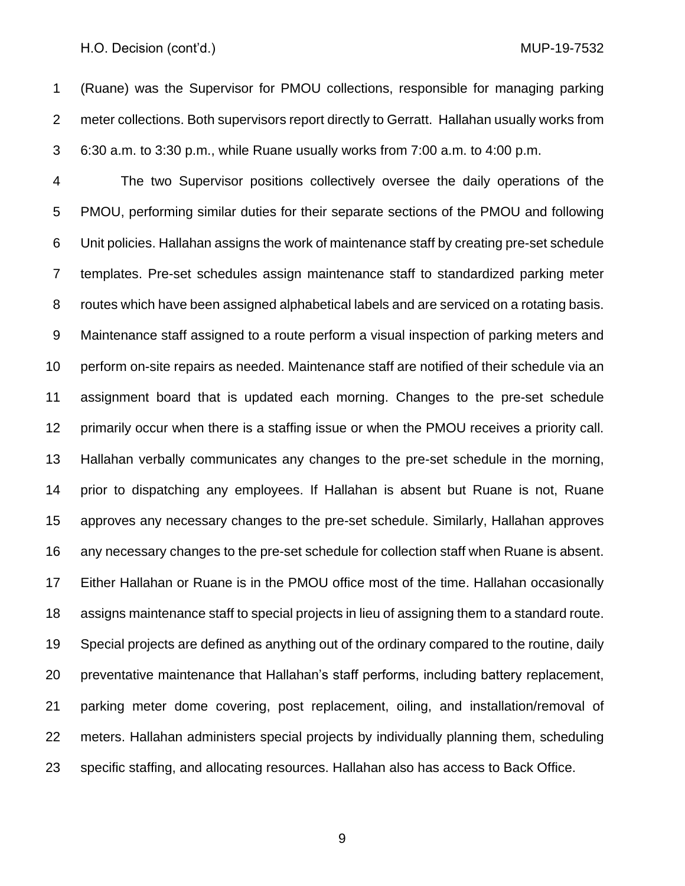(Ruane) was the Supervisor for PMOU collections, responsible for managing parking meter collections. Both supervisors report directly to Gerratt. Hallahan usually works from 6:30 a.m. to 3:30 p.m., while Ruane usually works from 7:00 a.m. to 4:00 p.m.

The two Supervisor positions collectively oversee the daily operations of the PMOU, performing similar duties for their separate sections of the PMOU and following Unit policies. Hallahan assigns the work of maintenance staff by creating pre-set schedule templates. Pre-set schedules assign maintenance staff to standardized parking meter routes which have been assigned alphabetical labels and are serviced on a rotating basis. Maintenance staff assigned to a route perform a visual inspection of parking meters and perform on-site repairs as needed. Maintenance staff are notified of their schedule via an assignment board that is updated each morning. Changes to the pre-set schedule primarily occur when there is a staffing issue or when the PMOU receives a priority call. Hallahan verbally communicates any changes to the pre-set schedule in the morning, prior to dispatching any employees. If Hallahan is absent but Ruane is not, Ruane approves any necessary changes to the pre-set schedule. Similarly, Hallahan approves any necessary changes to the pre-set schedule for collection staff when Ruane is absent. Either Hallahan or Ruane is in the PMOU office most of the time. Hallahan occasionally assigns maintenance staff to special projects in lieu of assigning them to a standard route. Special projects are defined as anything out of the ordinary compared to the routine, daily preventative maintenance that Hallahan's staff performs, including battery replacement, parking meter dome covering, post replacement, oiling, and installation/removal of meters. Hallahan administers special projects by individually planning them, scheduling specific staffing, and allocating resources. Hallahan also has access to Back Office.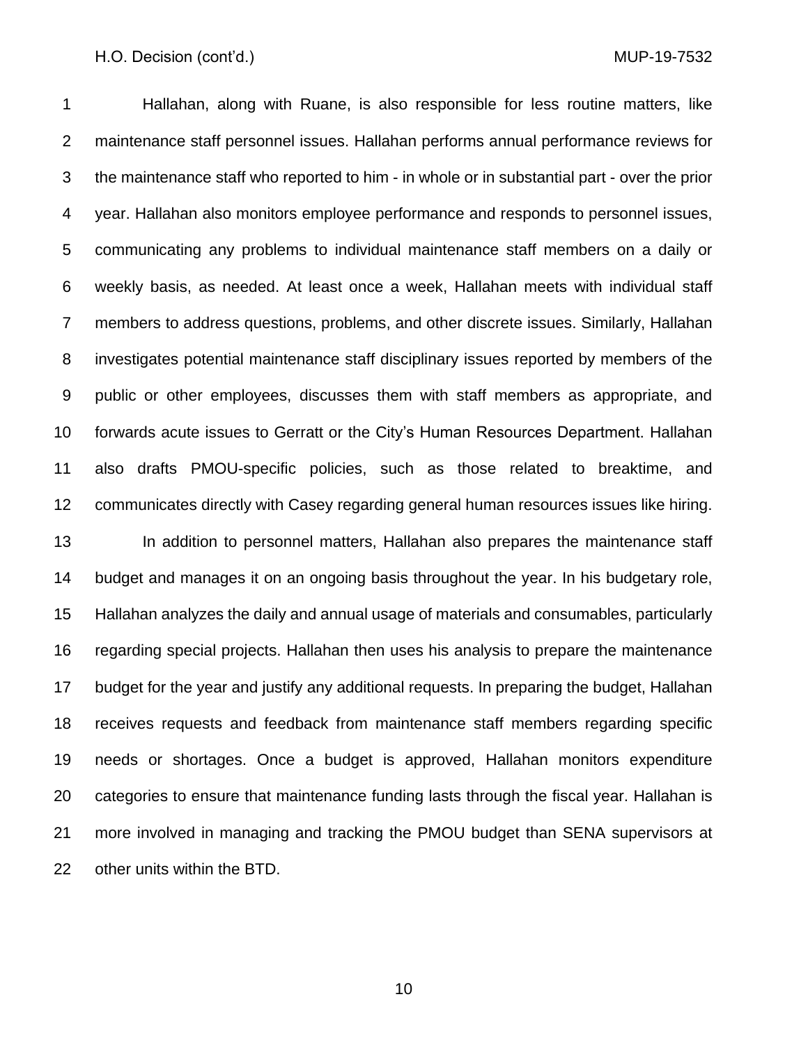Hallahan, along with Ruane, is also responsible for less routine matters, like maintenance staff personnel issues. Hallahan performs annual performance reviews for the maintenance staff who reported to him - in whole or in substantial part - over the prior year. Hallahan also monitors employee performance and responds to personnel issues, communicating any problems to individual maintenance staff members on a daily or weekly basis, as needed. At least once a week, Hallahan meets with individual staff members to address questions, problems, and other discrete issues. Similarly, Hallahan investigates potential maintenance staff disciplinary issues reported by members of the public or other employees, discusses them with staff members as appropriate, and forwards acute issues to Gerratt or the City's Human Resources Department. Hallahan also drafts PMOU-specific policies, such as those related to breaktime, and communicates directly with Casey regarding general human resources issues like hiring.

In addition to personnel matters, Hallahan also prepares the maintenance staff budget and manages it on an ongoing basis throughout the year. In his budgetary role, Hallahan analyzes the daily and annual usage of materials and consumables, particularly regarding special projects. Hallahan then uses his analysis to prepare the maintenance budget for the year and justify any additional requests. In preparing the budget, Hallahan receives requests and feedback from maintenance staff members regarding specific needs or shortages. Once a budget is approved, Hallahan monitors expenditure categories to ensure that maintenance funding lasts through the fiscal year. Hallahan is more involved in managing and tracking the PMOU budget than SENA supervisors at other units within the BTD.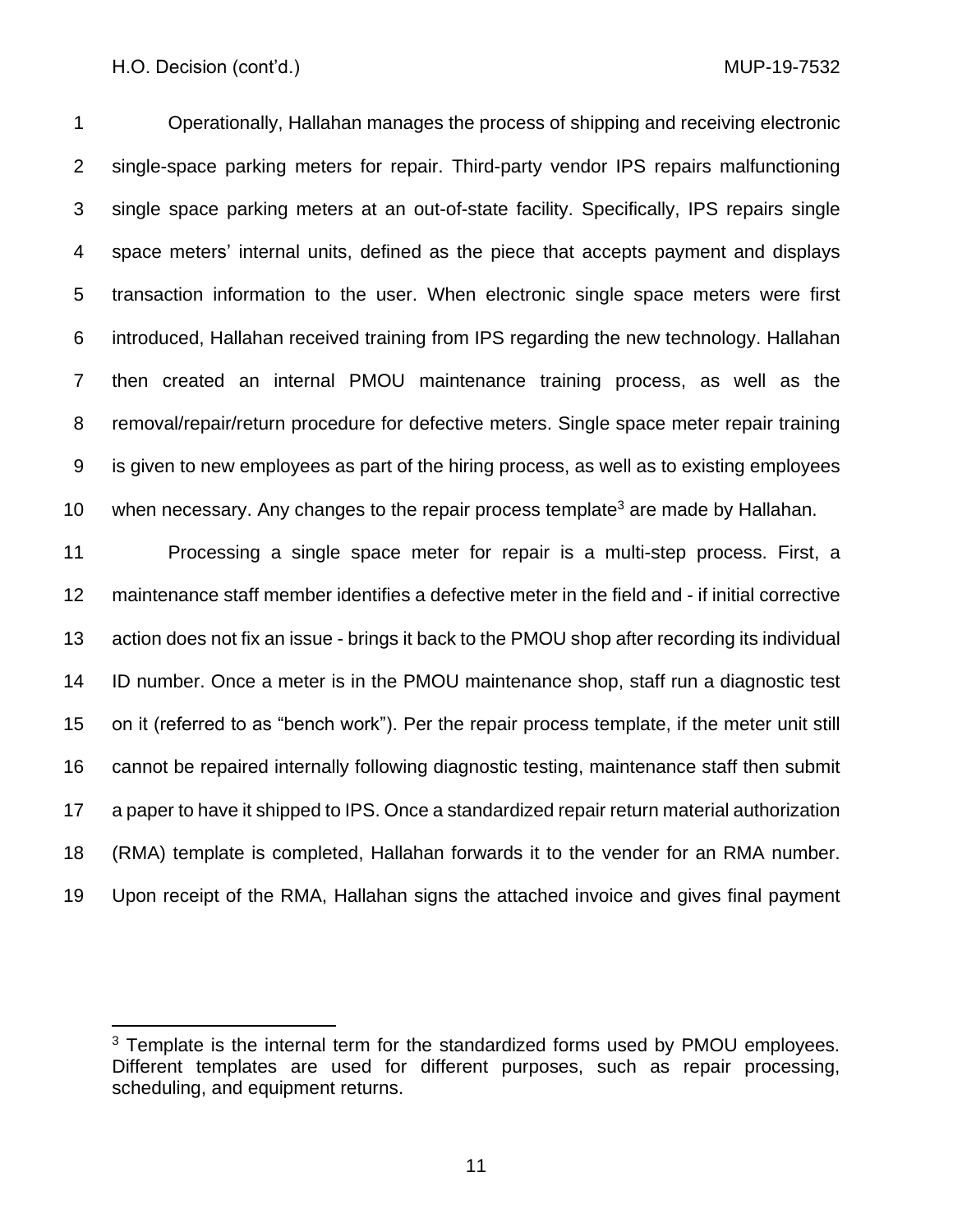Operationally, Hallahan manages the process of shipping and receiving electronic single-space parking meters for repair. Third-party vendor IPS repairs malfunctioning single space parking meters at an out-of-state facility. Specifically, IPS repairs single space meters' internal units, defined as the piece that accepts payment and displays transaction information to the user. When electronic single space meters were first introduced, Hallahan received training from IPS regarding the new technology. Hallahan then created an internal PMOU maintenance training process, as well as the removal/repair/return procedure for defective meters. Single space meter repair training is given to new employees as part of the hiring process, as well as to existing employees when necessary. Any changes to the repair process template[3] are made by Hallahan.

Processing a single space meter for repair is a multi-step process. First, a maintenance staff member identifies a defective meter in the field and - if initial corrective action does not fix an issue - brings it back to the PMOU shop after recording its individual ID number. Once a meter is in the PMOU maintenance shop, staff run a diagnostic test on it (referred to as "bench work"). Per the repair process template, if the meter unit still cannot be repaired internally following diagnostic testing, maintenance staff then submit a paper to have it shipped to IPS. Once a standardized repair return material authorization (RMA) template is completed, Hallahan forwards it to the vender for an RMA number. Upon receipt of the RMA, Hallahan signs the attached invoice and gives final payment

[3] Template is the internal term for the standardized forms used by PMOU employees. Different templates are used for different purposes, such as repair processing, scheduling, and equipment returns.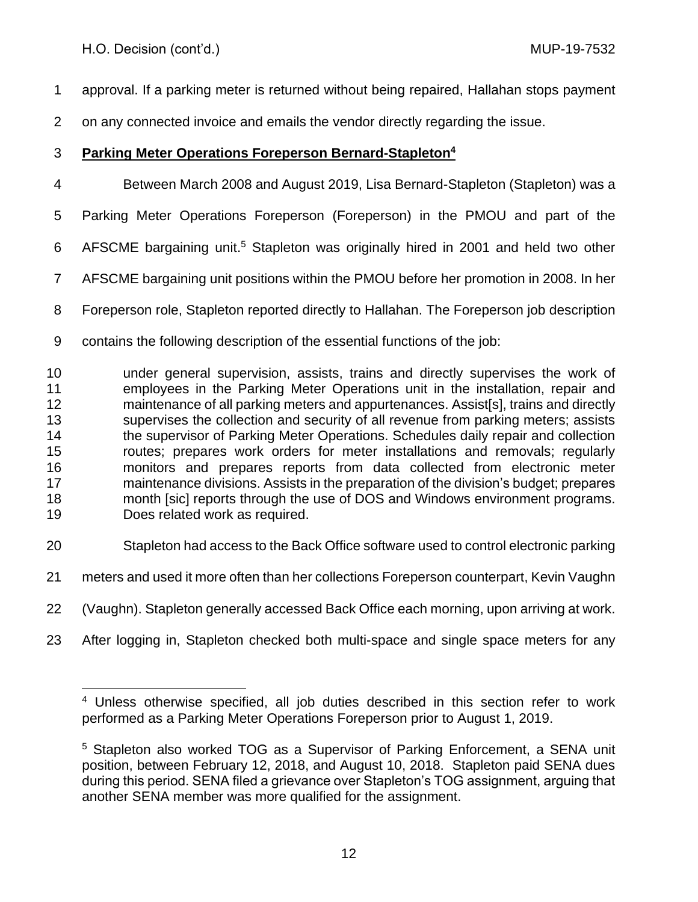approval. If a parking meter is returned without being repaired, Hallahan stops payment on any connected invoice and emails the vendor directly regarding the issue.

**Parking Meter Operations Foreperson Bernard-Stapleton**[4]

Between March 2008 and August 2019, Lisa Bernard-Stapleton (Stapleton) was a Parking Meter Operations Foreperson (Foreperson) in the PMOU and part of the AFSCME bargaining unit.[5] Stapleton was originally hired in 2001 and held two other AFSCME bargaining unit positions within the PMOU before her promotion in 2008. In her Foreperson role, Stapleton reported directly to Hallahan. The Foreperson job description contains the following description of the essential functions of the job:

> under general supervision, assists, trains and directly supervises the work of employees in the Parking Meter Operations unit in the installation, repair and maintenance of all parking meters and appurtenances. Assist[s], trains and directly supervises the collection and security of all revenue from parking meters; assists the supervisor of Parking Meter Operations. Schedules daily repair and collection routes; prepares work orders for meter installations and removals; regularly monitors and prepares reports from data collected from electronic meter maintenance divisions. Assists in the preparation of the division's budget; prepares month [sic] reports through the use of DOS and Windows environment programs. Does related work as required.

Stapleton had access to the Back Office software used to control electronic parking meters and used it more often than her collections Foreperson counterpart, Kevin Vaughn (Vaughn). Stapleton generally accessed Back Office each morning, upon arriving at work. After logging in, Stapleton checked both multi-space and single space meters for any

---

[4] Unless otherwise specified, all job duties described in this section refer to work performed as a Parking Meter Operations Foreperson prior to August 1, 2019.

[5] Stapleton also worked TOG as a Supervisor of Parking Enforcement, a SENA unit position, between February 12, 2018, and August 10, 2018. Stapleton paid SENA dues during this period. SENA filed a grievance over Stapleton's TOG assignment, arguing that another SENA member was more qualified for the assignment.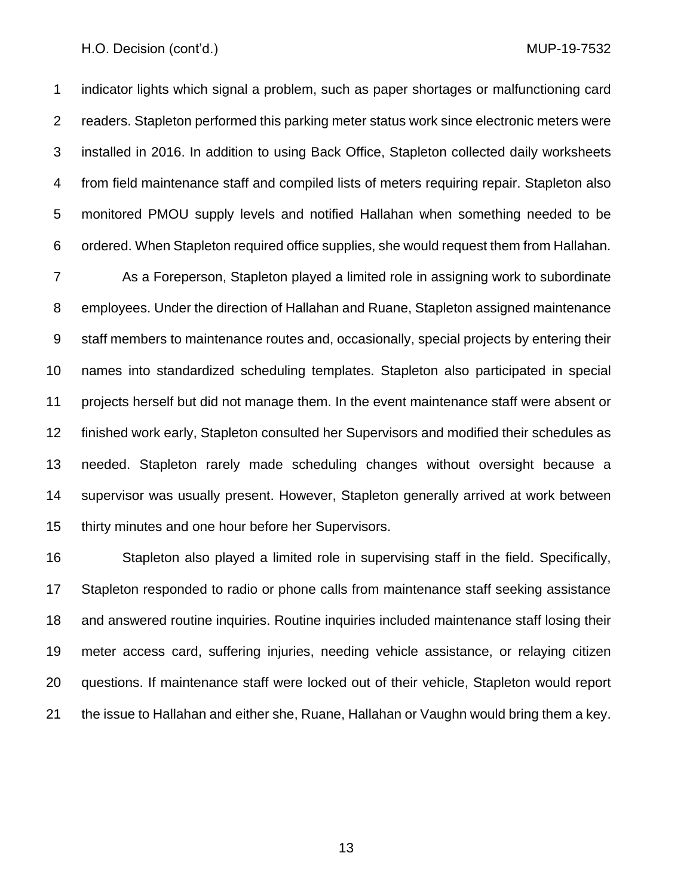indicator lights which signal a problem, such as paper shortages or malfunctioning card readers. Stapleton performed this parking meter status work since electronic meters were installed in 2016. In addition to using Back Office, Stapleton collected daily worksheets from field maintenance staff and compiled lists of meters requiring repair. Stapleton also monitored PMOU supply levels and notified Hallahan when something needed to be ordered. When Stapleton required office supplies, she would request them from Hallahan.

As a Foreperson, Stapleton played a limited role in assigning work to subordinate employees. Under the direction of Hallahan and Ruane, Stapleton assigned maintenance staff members to maintenance routes and, occasionally, special projects by entering their names into standardized scheduling templates. Stapleton also participated in special projects herself but did not manage them. In the event maintenance staff were absent or finished work early, Stapleton consulted her Supervisors and modified their schedules as needed. Stapleton rarely made scheduling changes without oversight because a supervisor was usually present. However, Stapleton generally arrived at work between thirty minutes and one hour before her Supervisors.

Stapleton also played a limited role in supervising staff in the field. Specifically, Stapleton responded to radio or phone calls from maintenance staff seeking assistance and answered routine inquiries. Routine inquiries included maintenance staff losing their meter access card, suffering injuries, needing vehicle assistance, or relaying citizen questions. If maintenance staff were locked out of their vehicle, Stapleton would report the issue to Hallahan and either she, Ruane, Hallahan or Vaughn would bring them a key.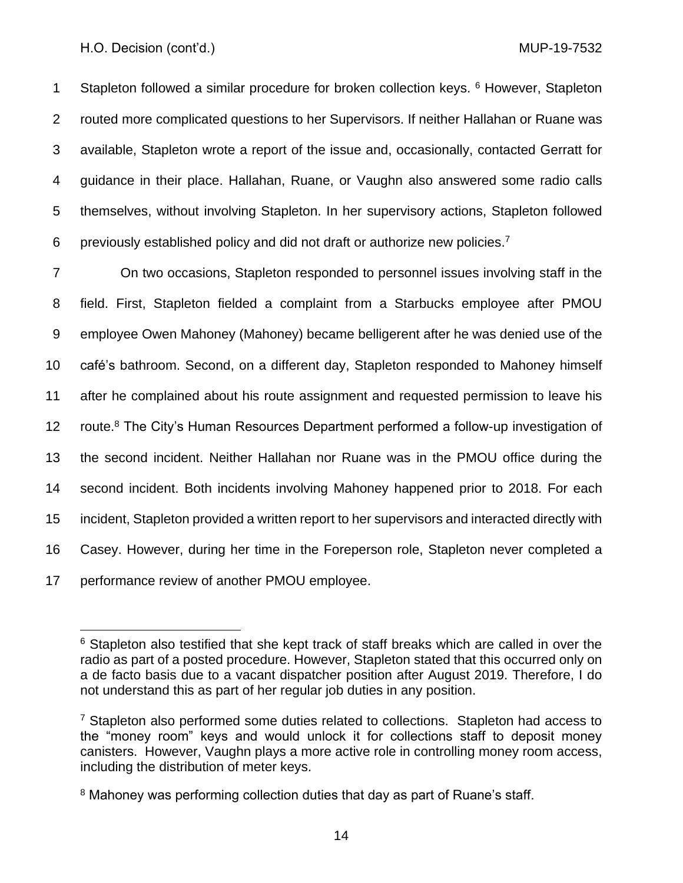Stapleton followed a similar procedure for broken collection keys. [6] However, Stapleton routed more complicated questions to her Supervisors. If neither Hallahan or Ruane was available, Stapleton wrote a report of the issue and, occasionally, contacted Gerratt for guidance in their place. Hallahan, Ruane, or Vaughn also answered some radio calls themselves, without involving Stapleton. In her supervisory actions, Stapleton followed previously established policy and did not draft or authorize new policies.[7]

On two occasions, Stapleton responded to personnel issues involving staff in the field. First, Stapleton fielded a complaint from a Starbucks employee after PMOU employee Owen Mahoney (Mahoney) became belligerent after he was denied use of the café's bathroom. Second, on a different day, Stapleton responded to Mahoney himself after he complained about his route assignment and requested permission to leave his route.[8] The City's Human Resources Department performed a follow-up investigation of the second incident. Neither Hallahan nor Ruane was in the PMOU office during the second incident. Both incidents involving Mahoney happened prior to 2018. For each incident, Stapleton provided a written report to her supervisors and interacted directly with Casey. However, during her time in the Foreperson role, Stapleton never completed a performance review of another PMOU employee.

---

[6] Stapleton also testified that she kept track of staff breaks which are called in over the radio as part of a posted procedure. However, Stapleton stated that this occurred only on a de facto basis due to a vacant dispatcher position after August 2019. Therefore, I do not understand this as part of her regular job duties in any position.

[7] Stapleton also performed some duties related to collections. Stapleton had access to the "money room" keys and would unlock it for collections staff to deposit money canisters. However, Vaughn plays a more active role in controlling money room access, including the distribution of meter keys.

[8] Mahoney was performing collection duties that day as part of Ruane's staff.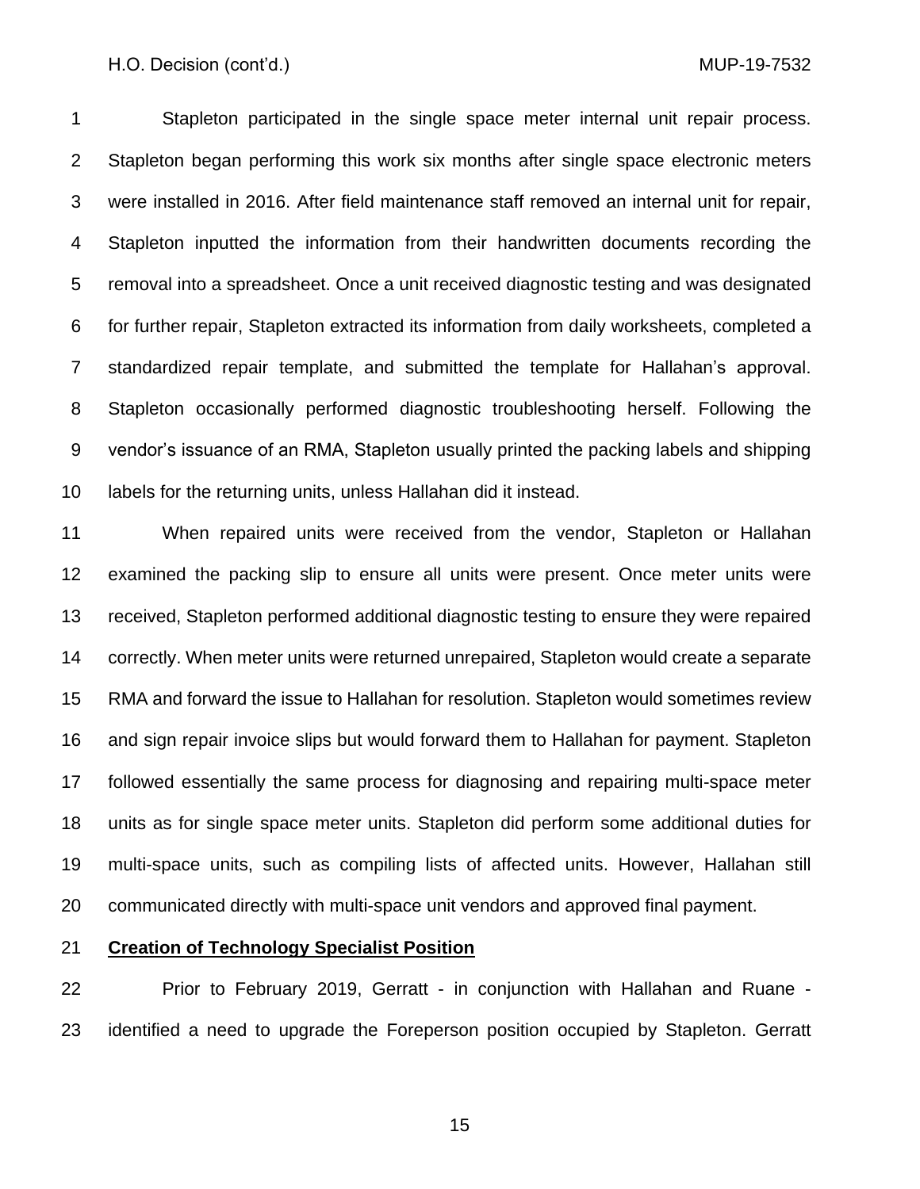Stapleton participated in the single space meter internal unit repair process. Stapleton began performing this work six months after single space electronic meters were installed in 2016. After field maintenance staff removed an internal unit for repair, Stapleton inputted the information from their handwritten documents recording the removal into a spreadsheet. Once a unit received diagnostic testing and was designated for further repair, Stapleton extracted its information from daily worksheets, completed a standardized repair template, and submitted the template for Hallahan's approval. Stapleton occasionally performed diagnostic troubleshooting herself. Following the vendor's issuance of an RMA, Stapleton usually printed the packing labels and shipping labels for the returning units, unless Hallahan did it instead.

When repaired units were received from the vendor, Stapleton or Hallahan examined the packing slip to ensure all units were present. Once meter units were received, Stapleton performed additional diagnostic testing to ensure they were repaired correctly. When meter units were returned unrepaired, Stapleton would create a separate RMA and forward the issue to Hallahan for resolution. Stapleton would sometimes review and sign repair invoice slips but would forward them to Hallahan for payment. Stapleton followed essentially the same process for diagnosing and repairing multi-space meter units as for single space meter units. Stapleton did perform some additional duties for multi-space units, such as compiling lists of affected units. However, Hallahan still communicated directly with multi-space unit vendors and approved final payment.

**Creation of Technology Specialist Position**

Prior to February 2019, Gerratt - in conjunction with Hallahan and Ruane - identified a need to upgrade the Foreperson position occupied by Stapleton. Gerratt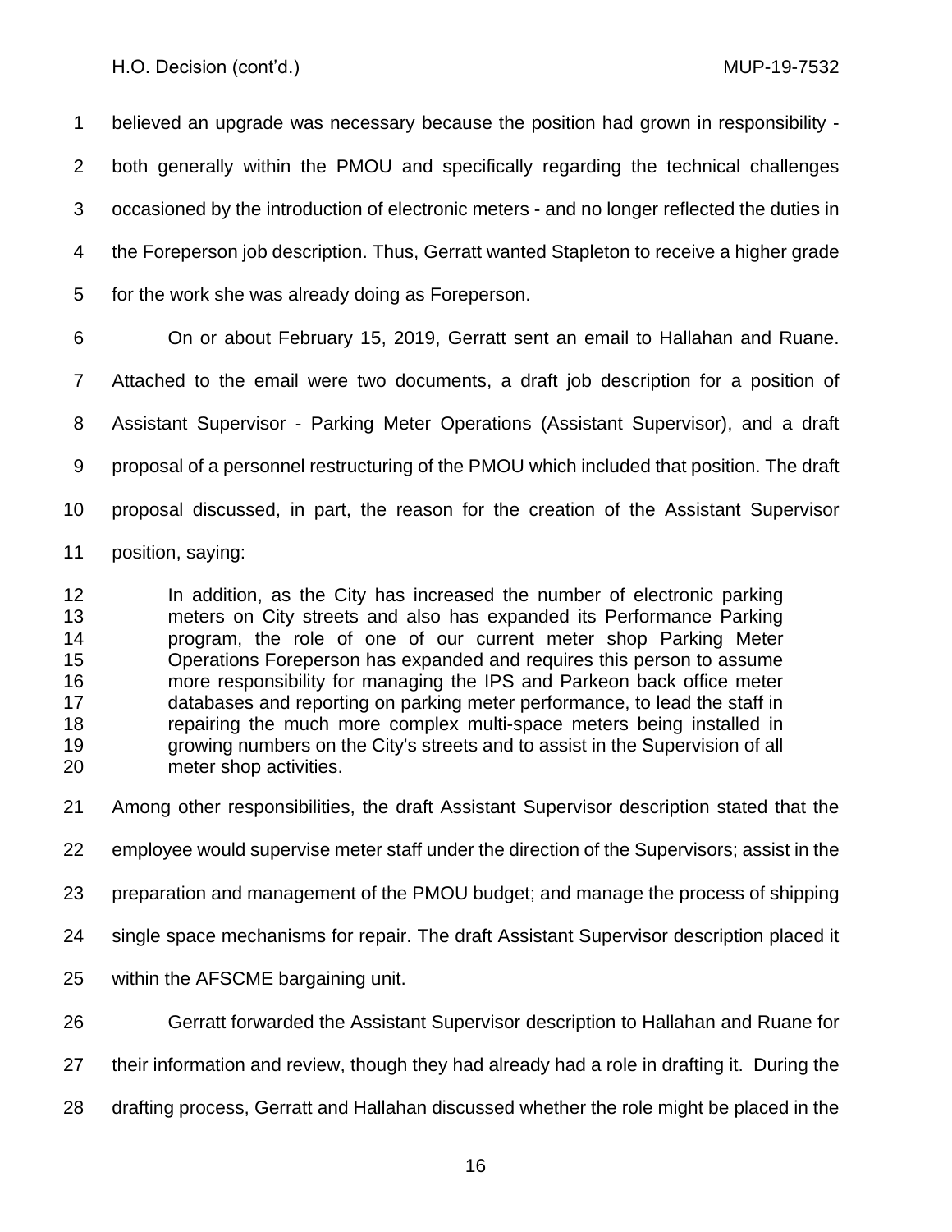believed an upgrade was necessary because the position had grown in responsibility - both generally within the PMOU and specifically regarding the technical challenges occasioned by the introduction of electronic meters - and no longer reflected the duties in the Foreperson job description. Thus, Gerratt wanted Stapleton to receive a higher grade for the work she was already doing as Foreperson.

On or about February 15, 2019, Gerratt sent an email to Hallahan and Ruane. Attached to the email were two documents, a draft job description for a position of Assistant Supervisor - Parking Meter Operations (Assistant Supervisor), and a draft proposal of a personnel restructuring of the PMOU which included that position. The draft proposal discussed, in part, the reason for the creation of the Assistant Supervisor position, saying:

> In addition, as the City has increased the number of electronic parking meters on City streets and also has expanded its Performance Parking program, the role of one of our current meter shop Parking Meter Operations Foreperson has expanded and requires this person to assume more responsibility for managing the IPS and Parkeon back office meter databases and reporting on parking meter performance, to lead the staff in repairing the much more complex multi-space meters being installed in growing numbers on the City's streets and to assist in the Supervision of all meter shop activities.

Among other responsibilities, the draft Assistant Supervisor description stated that the employee would supervise meter staff under the direction of the Supervisors; assist in the preparation and management of the PMOU budget; and manage the process of shipping single space mechanisms for repair. The draft Assistant Supervisor description placed it within the AFSCME bargaining unit.

Gerratt forwarded the Assistant Supervisor description to Hallahan and Ruane for their information and review, though they had already had a role in drafting it. During the drafting process, Gerratt and Hallahan discussed whether the role might be placed in the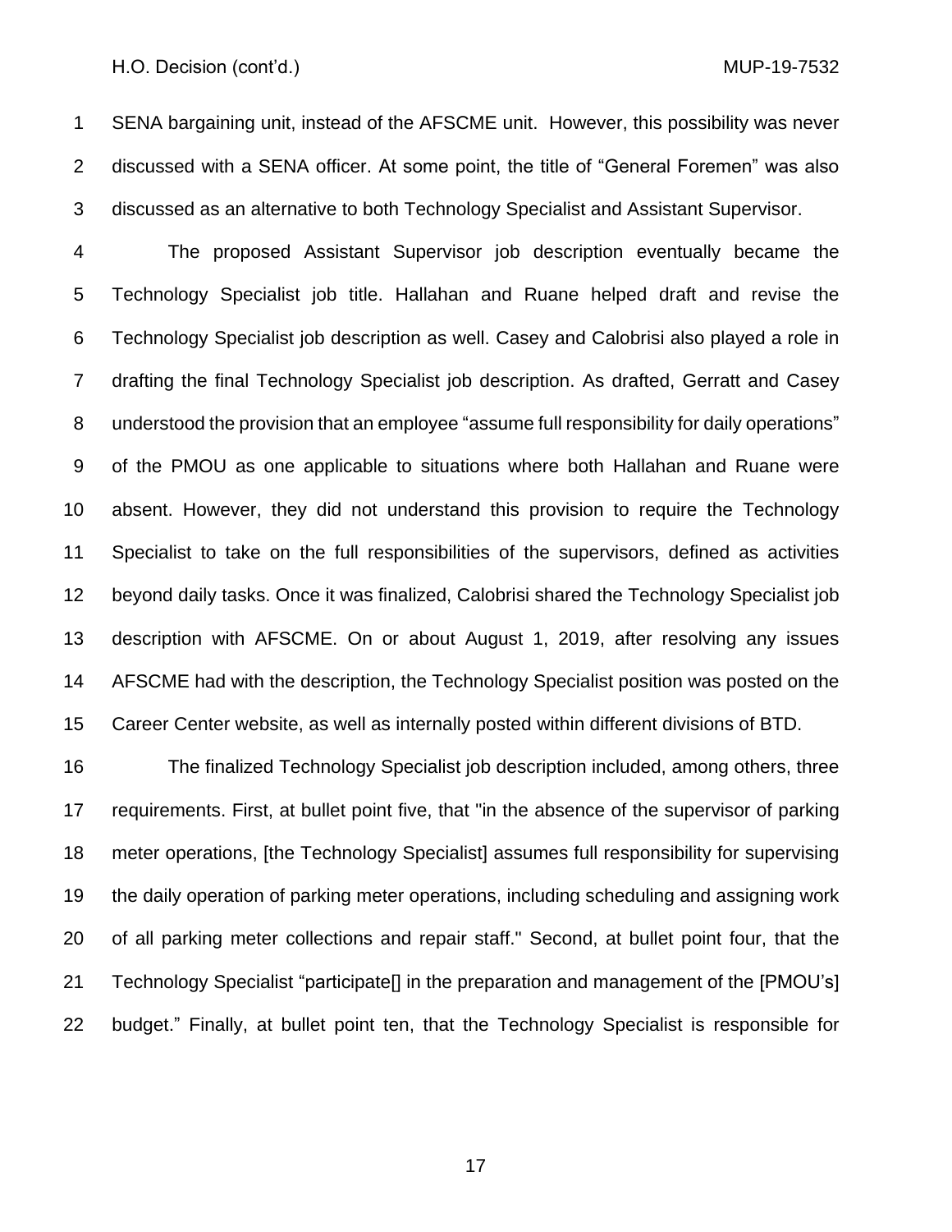SENA bargaining unit, instead of the AFSCME unit. However, this possibility was never discussed with a SENA officer. At some point, the title of "General Foremen" was also discussed as an alternative to both Technology Specialist and Assistant Supervisor.

The proposed Assistant Supervisor job description eventually became the Technology Specialist job title. Hallahan and Ruane helped draft and revise the Technology Specialist job description as well. Casey and Calobrisi also played a role in drafting the final Technology Specialist job description. As drafted, Gerratt and Casey understood the provision that an employee "assume full responsibility for daily operations" of the PMOU as one applicable to situations where both Hallahan and Ruane were absent. However, they did not understand this provision to require the Technology Specialist to take on the full responsibilities of the supervisors, defined as activities beyond daily tasks. Once it was finalized, Calobrisi shared the Technology Specialist job description with AFSCME. On or about August 1, 2019, after resolving any issues AFSCME had with the description, the Technology Specialist position was posted on the Career Center website, as well as internally posted within different divisions of BTD.

The finalized Technology Specialist job description included, among others, three requirements. First, at bullet point five, that "in the absence of the supervisor of parking meter operations, [the Technology Specialist] assumes full responsibility for supervising the daily operation of parking meter operations, including scheduling and assigning work of all parking meter collections and repair staff." Second, at bullet point four, that the Technology Specialist "participate[] in the preparation and management of the [PMOU's] budget." Finally, at bullet point ten, that the Technology Specialist is responsible for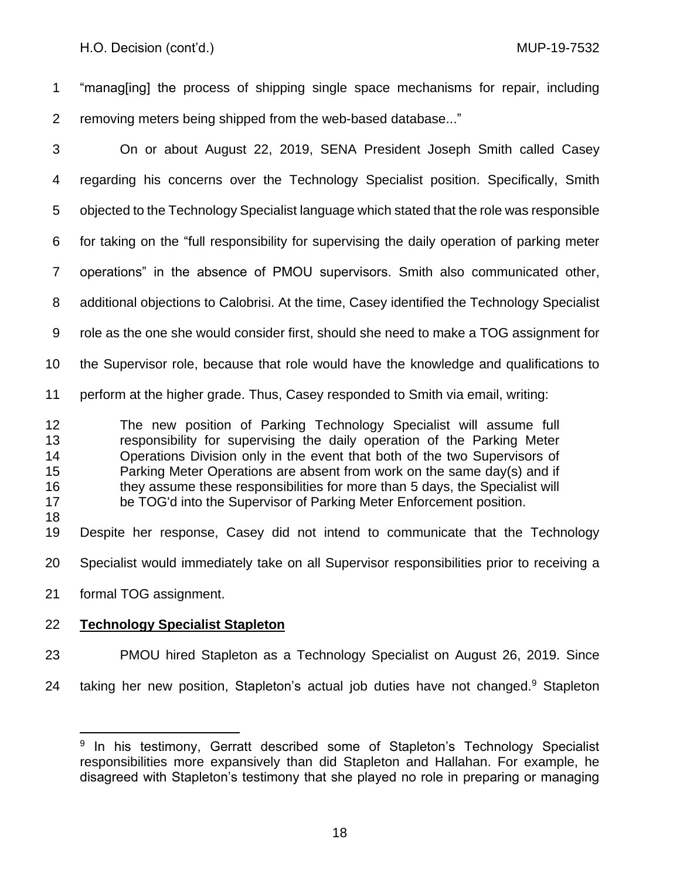"manag[ing] the process of shipping single space mechanisms for repair, including removing meters being shipped from the web-based database..."

On or about August 22, 2019, SENA President Joseph Smith called Casey regarding his concerns over the Technology Specialist position. Specifically, Smith objected to the Technology Specialist language which stated that the role was responsible for taking on the "full responsibility for supervising the daily operation of parking meter operations" in the absence of PMOU supervisors. Smith also communicated other, additional objections to Calobrisi. At the time, Casey identified the Technology Specialist role as the one she would consider first, should she need to make a TOG assignment for the Supervisor role, because that role would have the knowledge and qualifications to perform at the higher grade. Thus, Casey responded to Smith via email, writing:

> The new position of Parking Technology Specialist will assume full responsibility for supervising the daily operation of the Parking Meter Operations Division only in the event that both of the two Supervisors of Parking Meter Operations are absent from work on the same day(s) and if they assume these responsibilities for more than 5 days, the Specialist will be TOG'd into the Supervisor of Parking Meter Enforcement position.

Despite her response, Casey did not intend to communicate that the Technology Specialist would immediately take on all Supervisor responsibilities prior to receiving a formal TOG assignment.

**Technology Specialist Stapleton**

PMOU hired Stapleton as a Technology Specialist on August 26, 2019. Since taking her new position, Stapleton's actual job duties have not changed.[9] Stapleton

---

[9] In his testimony, Gerratt described some of Stapleton's Technology Specialist responsibilities more expansively than did Stapleton and Hallahan. For example, he disagreed with Stapleton's testimony that she played no role in preparing or managing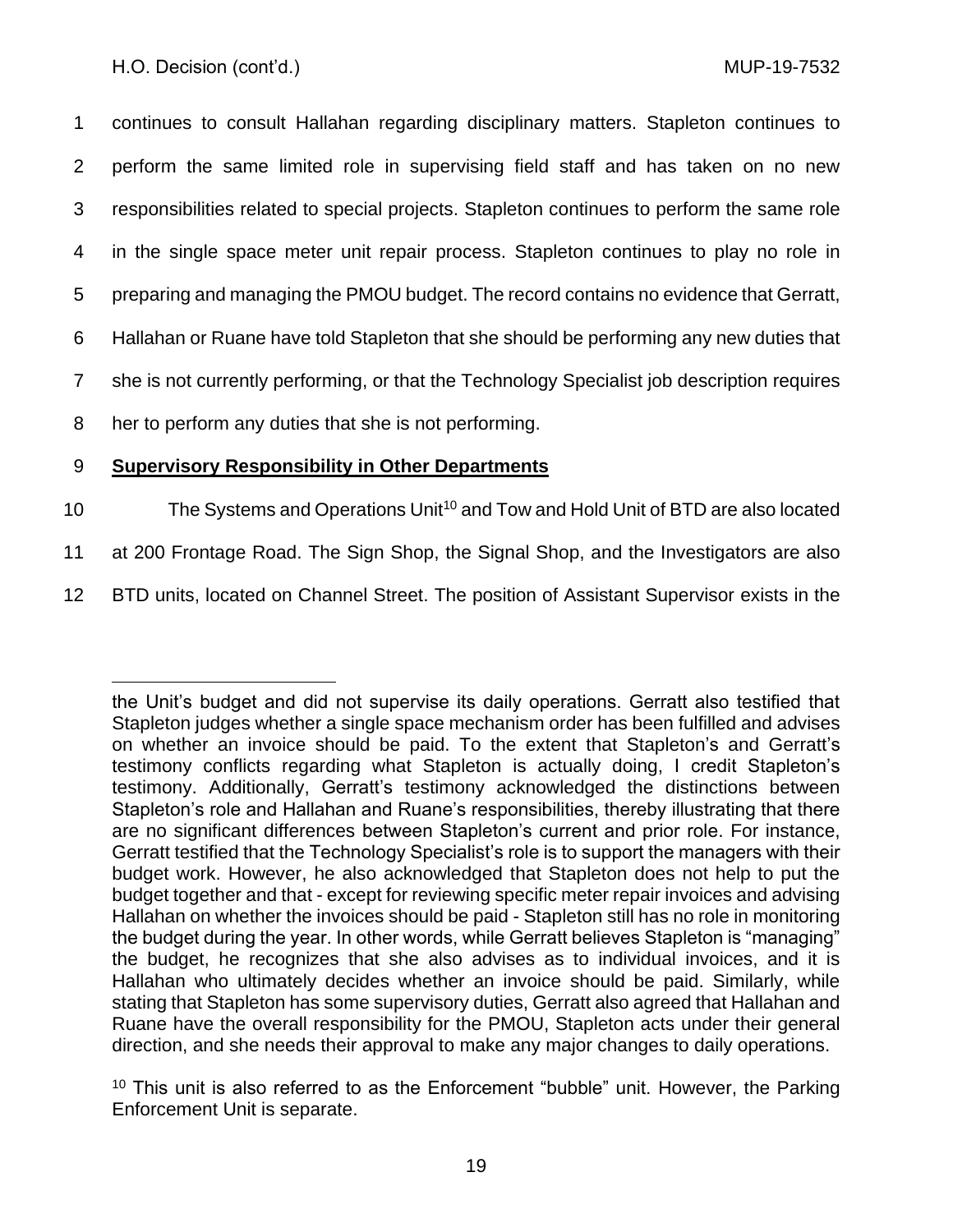continues to consult Hallahan regarding disciplinary matters. Stapleton continues to perform the same limited role in supervising field staff and has taken on no new responsibilities related to special projects. Stapleton continues to perform the same role in the single space meter unit repair process. Stapleton continues to play no role in preparing and managing the PMOU budget. The record contains no evidence that Gerratt, Hallahan or Ruane have told Stapleton that she should be performing any new duties that she is not currently performing, or that the Technology Specialist job description requires her to perform any duties that she is not performing.

**Supervisory Responsibility in Other Departments**

The Systems and Operations Unit[10] and Tow and Hold Unit of BTD are also located at 200 Frontage Road. The Sign Shop, the Signal Shop, and the Investigators are also BTD units, located on Channel Street. The position of Assistant Supervisor exists in the

---

the Unit's budget and did not supervise its daily operations. Gerratt also testified that Stapleton judges whether a single space mechanism order has been fulfilled and advises on whether an invoice should be paid. To the extent that Stapleton's and Gerratt's testimony conflicts regarding what Stapleton is actually doing, I credit Stapleton's testimony. Additionally, Gerratt's testimony acknowledged the distinctions between Stapleton's role and Hallahan and Ruane's responsibilities, thereby illustrating that there are no significant differences between Stapleton's current and prior role. For instance, Gerratt testified that the Technology Specialist's role is to support the managers with their budget work. However, he also acknowledged that Stapleton does not help to put the budget together and that - except for reviewing specific meter repair invoices and advising Hallahan on whether the invoices should be paid - Stapleton still has no role in monitoring the budget during the year. In other words, while Gerratt believes Stapleton is "managing" the budget, he recognizes that she also advises as to individual invoices, and it is Hallahan who ultimately decides whether an invoice should be paid. Similarly, while stating that Stapleton has some supervisory duties, Gerratt also agreed that Hallahan and Ruane have the overall responsibility for the PMOU, Stapleton acts under their general direction, and she needs their approval to make any major changes to daily operations.

[10] This unit is also referred to as the Enforcement "bubble" unit. However, the Parking Enforcement Unit is separate.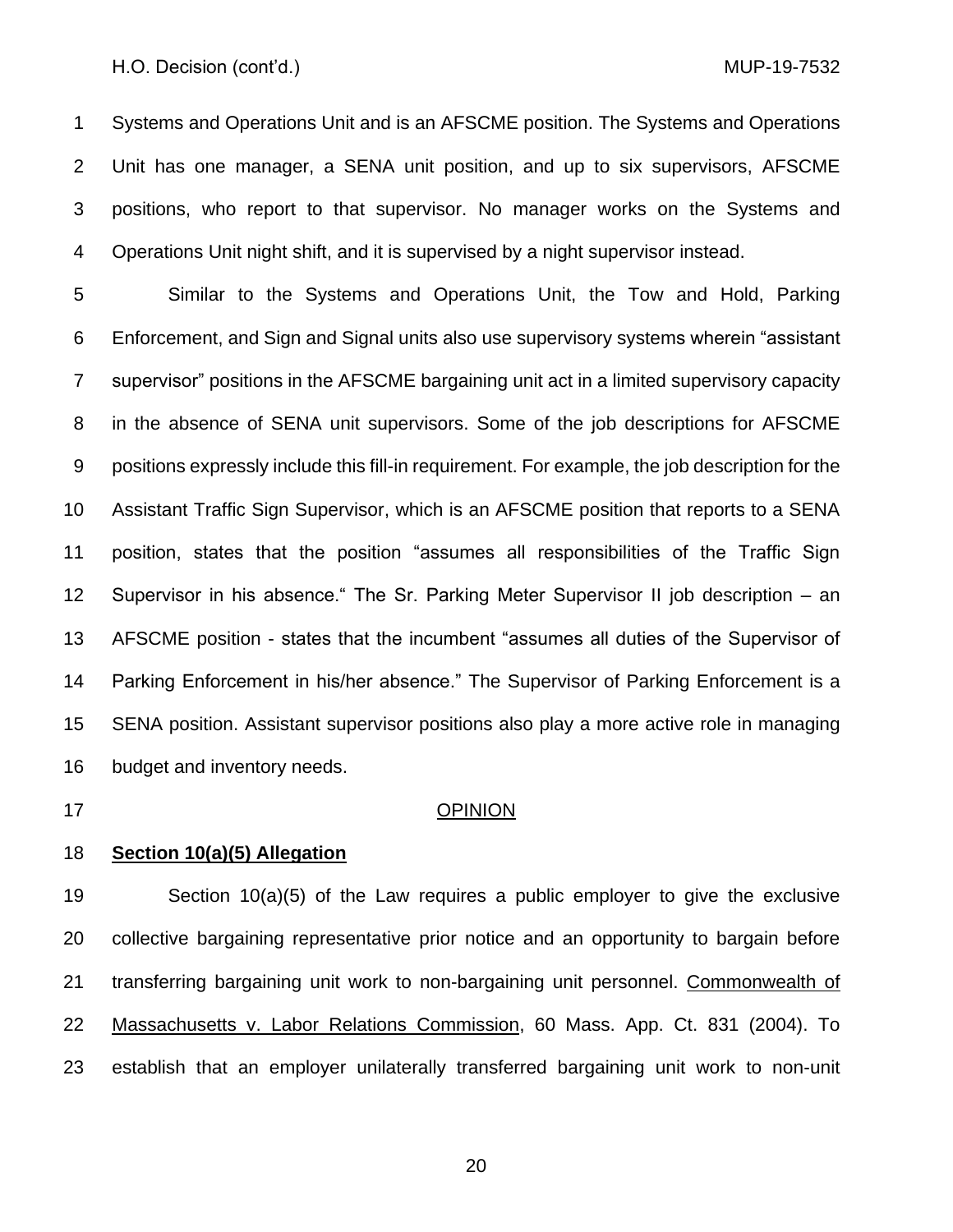Systems and Operations Unit and is an AFSCME position. The Systems and Operations Unit has one manager, a SENA unit position, and up to six supervisors, AFSCME positions, who report to that supervisor. No manager works on the Systems and Operations Unit night shift, and it is supervised by a night supervisor instead.

Similar to the Systems and Operations Unit, the Tow and Hold, Parking Enforcement, and Sign and Signal units also use supervisory systems wherein "assistant supervisor" positions in the AFSCME bargaining unit act in a limited supervisory capacity in the absence of SENA unit supervisors. Some of the job descriptions for AFSCME positions expressly include this fill-in requirement. For example, the job description for the Assistant Traffic Sign Supervisor, which is an AFSCME position that reports to a SENA position, states that the position "assumes all responsibilities of the Traffic Sign Supervisor in his absence." The Sr. Parking Meter Supervisor II job description – an AFSCME position - states that the incumbent "assumes all duties of the Supervisor of Parking Enforcement in his/her absence." The Supervisor of Parking Enforcement is a SENA position. Assistant supervisor positions also play a more active role in managing budget and inventory needs.

## OPINION

### Section 10(a)(5) Allegation

Section 10(a)(5) of the Law requires a public employer to give the exclusive collective bargaining representative prior notice and an opportunity to bargain before transferring bargaining unit work to non-bargaining unit personnel. Commonwealth of Massachusetts v. Labor Relations Commission, 60 Mass. App. Ct. 831 (2004). To establish that an employer unilaterally transferred bargaining unit work to non-unit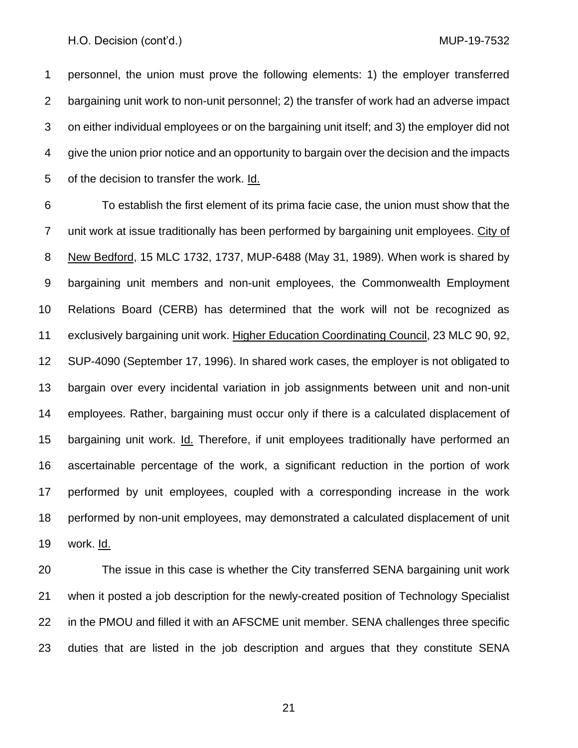personnel, the union must prove the following elements: 1) the employer transferred bargaining unit work to non-unit personnel; 2) the transfer of work had an adverse impact on either individual employees or on the bargaining unit itself; and 3) the employer did not give the union prior notice and an opportunity to bargain over the decision and the impacts of the decision to transfer the work. Id.

To establish the first element of its prima facie case, the union must show that the unit work at issue traditionally has been performed by bargaining unit employees. City of New Bedford, 15 MLC 1732, 1737, MUP-6488 (May 31, 1989). When work is shared by bargaining unit members and non-unit employees, the Commonwealth Employment Relations Board (CERB) has determined that the work will not be recognized as exclusively bargaining unit work. Higher Education Coordinating Council, 23 MLC 90, 92, SUP-4090 (September 17, 1996). In shared work cases, the employer is not obligated to bargain over every incidental variation in job assignments between unit and non-unit employees. Rather, bargaining must occur only if there is a calculated displacement of bargaining unit work. Id. Therefore, if unit employees traditionally have performed an ascertainable percentage of the work, a significant reduction in the portion of work performed by unit employees, coupled with a corresponding increase in the work performed by non-unit employees, may demonstrated a calculated displacement of unit work. Id.

The issue in this case is whether the City transferred SENA bargaining unit work when it posted a job description for the newly-created position of Technology Specialist in the PMOU and filled it with an AFSCME unit member. SENA challenges three specific duties that are listed in the job description and argues that they constitute SENA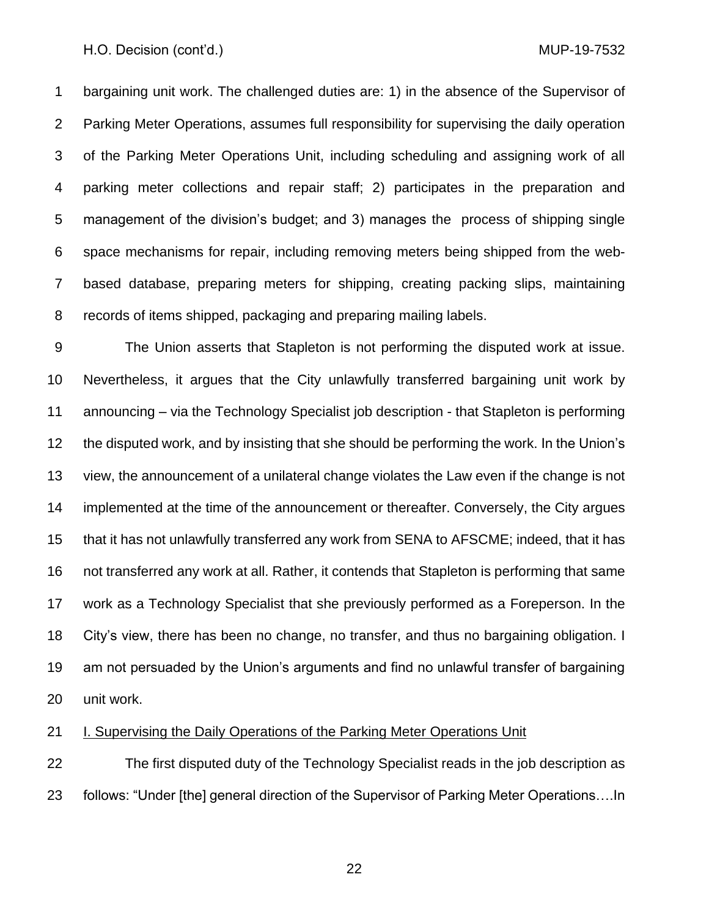bargaining unit work. The challenged duties are: 1) in the absence of the Supervisor of Parking Meter Operations, assumes full responsibility for supervising the daily operation of the Parking Meter Operations Unit, including scheduling and assigning work of all parking meter collections and repair staff; 2) participates in the preparation and management of the division's budget; and 3) manages the process of shipping single space mechanisms for repair, including removing meters being shipped from the web-based database, preparing meters for shipping, creating packing slips, maintaining records of items shipped, packaging and preparing mailing labels.

The Union asserts that Stapleton is not performing the disputed work at issue. Nevertheless, it argues that the City unlawfully transferred bargaining unit work by announcing – via the Technology Specialist job description - that Stapleton is performing the disputed work, and by insisting that she should be performing the work. In the Union's view, the announcement of a unilateral change violates the Law even if the change is not implemented at the time of the announcement or thereafter. Conversely, the City argues that it has not unlawfully transferred any work from SENA to AFSCME; indeed, that it has not transferred any work at all. Rather, it contends that Stapleton is performing that same work as a Technology Specialist that she previously performed as a Foreperson. In the City's view, there has been no change, no transfer, and thus no bargaining obligation. I am not persuaded by the Union's arguments and find no unlawful transfer of bargaining unit work.

<u>I. Supervising the Daily Operations of the Parking Meter Operations Unit</u>

The first disputed duty of the Technology Specialist reads in the job description as follows: "Under [the] general direction of the Supervisor of Parking Meter Operations….In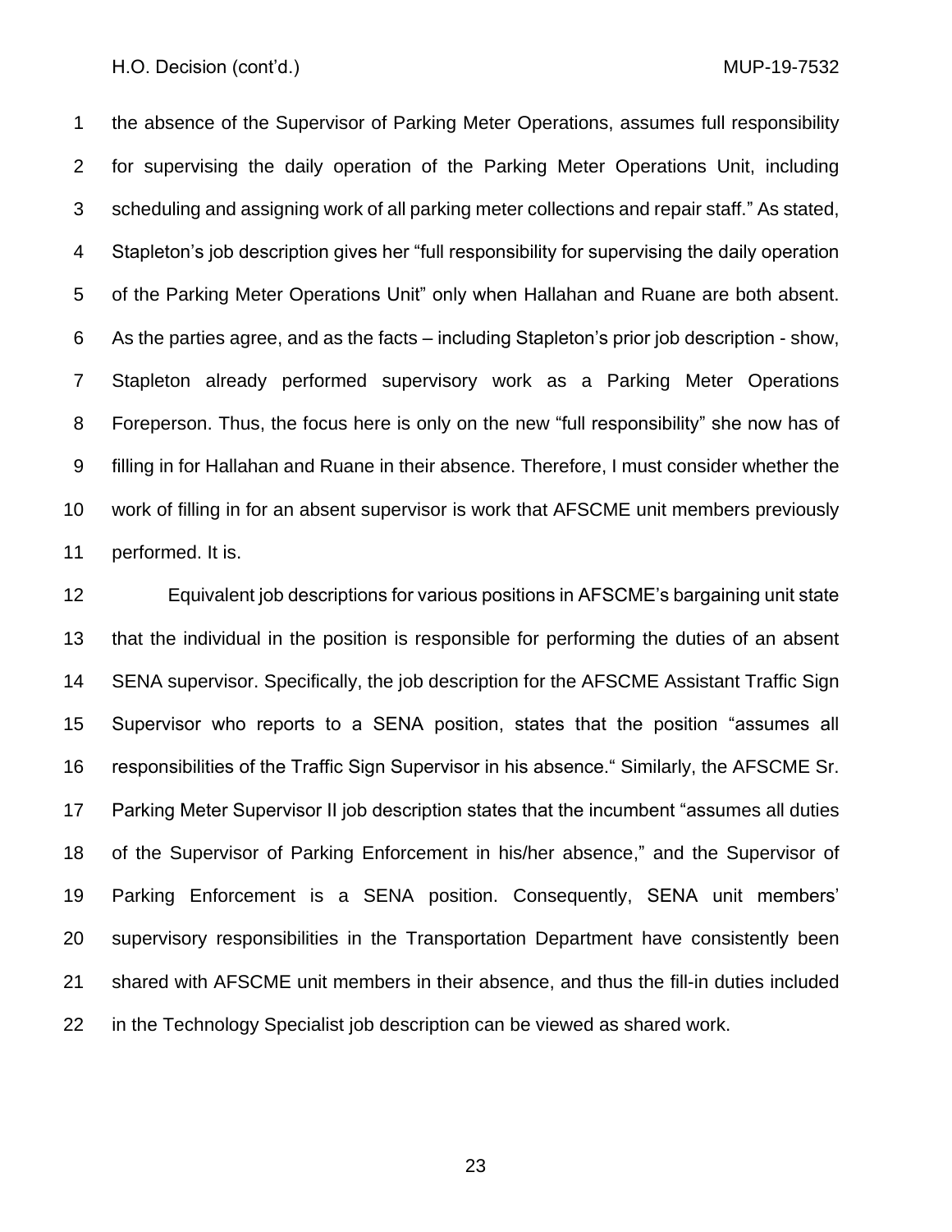the absence of the Supervisor of Parking Meter Operations, assumes full responsibility for supervising the daily operation of the Parking Meter Operations Unit, including scheduling and assigning work of all parking meter collections and repair staff." As stated, Stapleton's job description gives her "full responsibility for supervising the daily operation of the Parking Meter Operations Unit" only when Hallahan and Ruane are both absent. As the parties agree, and as the facts – including Stapleton's prior job description - show, Stapleton already performed supervisory work as a Parking Meter Operations Foreperson. Thus, the focus here is only on the new "full responsibility" she now has of filling in for Hallahan and Ruane in their absence. Therefore, I must consider whether the work of filling in for an absent supervisor is work that AFSCME unit members previously performed. It is.

Equivalent job descriptions for various positions in AFSCME's bargaining unit state that the individual in the position is responsible for performing the duties of an absent SENA supervisor. Specifically, the job description for the AFSCME Assistant Traffic Sign Supervisor who reports to a SENA position, states that the position "assumes all responsibilities of the Traffic Sign Supervisor in his absence." Similarly, the AFSCME Sr. Parking Meter Supervisor II job description states that the incumbent "assumes all duties of the Supervisor of Parking Enforcement in his/her absence," and the Supervisor of Parking Enforcement is a SENA position. Consequently, SENA unit members' supervisory responsibilities in the Transportation Department have consistently been shared with AFSCME unit members in their absence, and thus the fill-in duties included in the Technology Specialist job description can be viewed as shared work.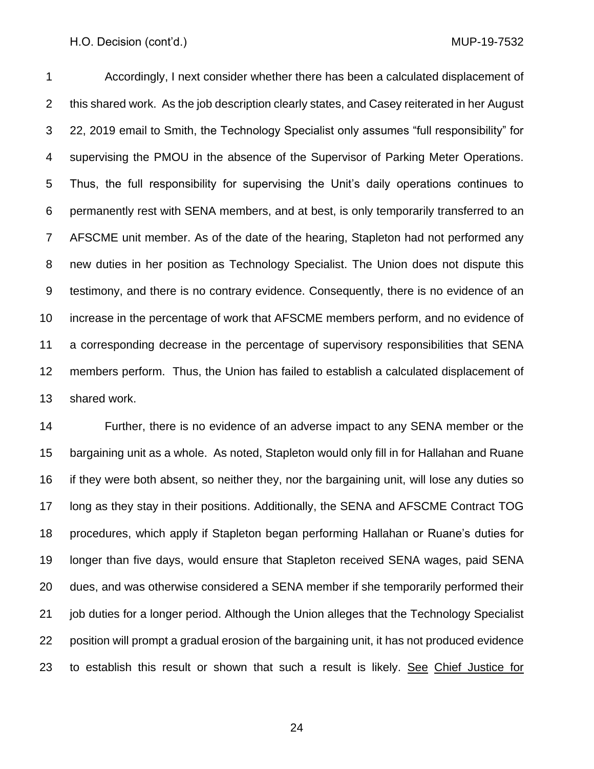Accordingly, I next consider whether there has been a calculated displacement of this shared work. As the job description clearly states, and Casey reiterated in her August 22, 2019 email to Smith, the Technology Specialist only assumes "full responsibility" for supervising the PMOU in the absence of the Supervisor of Parking Meter Operations. Thus, the full responsibility for supervising the Unit's daily operations continues to permanently rest with SENA members, and at best, is only temporarily transferred to an AFSCME unit member. As of the date of the hearing, Stapleton had not performed any new duties in her position as Technology Specialist. The Union does not dispute this testimony, and there is no contrary evidence. Consequently, there is no evidence of an increase in the percentage of work that AFSCME members perform, and no evidence of a corresponding decrease in the percentage of supervisory responsibilities that SENA members perform. Thus, the Union has failed to establish a calculated displacement of shared work.

Further, there is no evidence of an adverse impact to any SENA member or the bargaining unit as a whole. As noted, Stapleton would only fill in for Hallahan and Ruane if they were both absent, so neither they, nor the bargaining unit, will lose any duties so long as they stay in their positions. Additionally, the SENA and AFSCME Contract TOG procedures, which apply if Stapleton began performing Hallahan or Ruane's duties for longer than five days, would ensure that Stapleton received SENA wages, paid SENA dues, and was otherwise considered a SENA member if she temporarily performed their job duties for a longer period. Although the Union alleges that the Technology Specialist position will prompt a gradual erosion of the bargaining unit, it has not produced evidence to establish this result or shown that such a result is likely. See Chief Justice for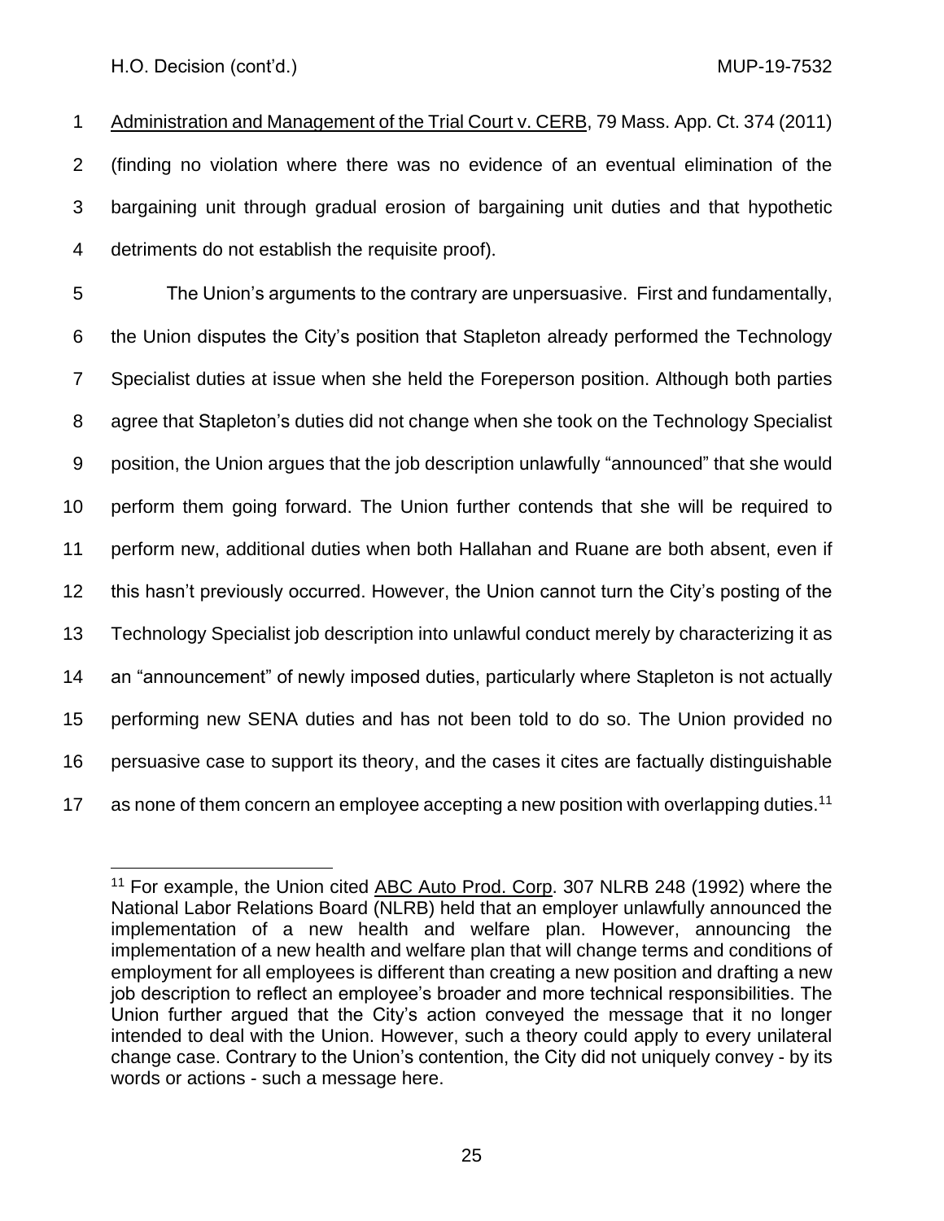Administration and Management of the Trial Court v. CERB, 79 Mass. App. Ct. 374 (2011) (finding no violation where there was no evidence of an eventual elimination of the bargaining unit through gradual erosion of bargaining unit duties and that hypothetic detriments do not establish the requisite proof).

The Union's arguments to the contrary are unpersuasive. First and fundamentally, the Union disputes the City's position that Stapleton already performed the Technology Specialist duties at issue when she held the Foreperson position. Although both parties agree that Stapleton's duties did not change when she took on the Technology Specialist position, the Union argues that the job description unlawfully "announced" that she would perform them going forward. The Union further contends that she will be required to perform new, additional duties when both Hallahan and Ruane are both absent, even if this hasn't previously occurred. However, the Union cannot turn the City's posting of the Technology Specialist job description into unlawful conduct merely by characterizing it as an "announcement" of newly imposed duties, particularly where Stapleton is not actually performing new SENA duties and has not been told to do so. The Union provided no persuasive case to support its theory, and the cases it cites are factually distinguishable as none of them concern an employee accepting a new position with overlapping duties.[11]

---

[11] For example, the Union cited ABC Auto Prod. Corp. 307 NLRB 248 (1992) where the National Labor Relations Board (NLRB) held that an employer unlawfully announced the implementation of a new health and welfare plan. However, announcing the implementation of a new health and welfare plan that will change terms and conditions of employment for all employees is different than creating a new position and drafting a new job description to reflect an employee's broader and more technical responsibilities. The Union further argued that the City's action conveyed the message that it no longer intended to deal with the Union. However, such a theory could apply to every unilateral change case. Contrary to the Union's contention, the City did not uniquely convey - by its words or actions - such a message here.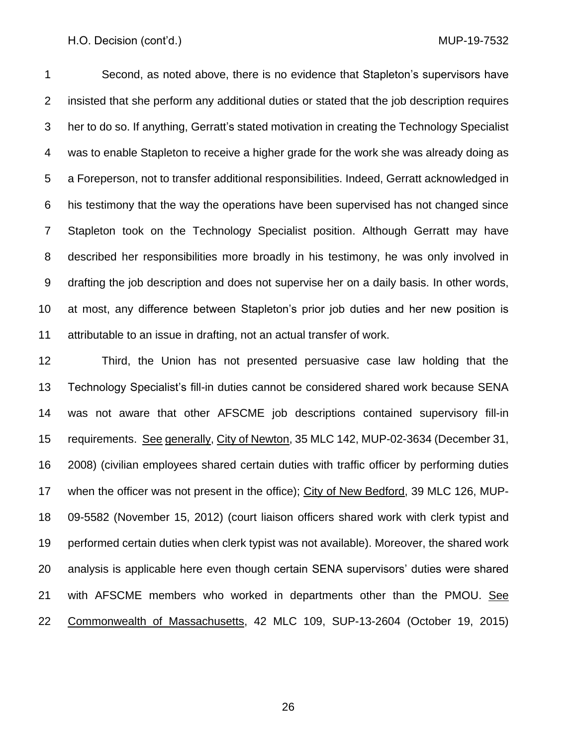Second, as noted above, there is no evidence that Stapleton's supervisors have insisted that she perform any additional duties or stated that the job description requires her to do so. If anything, Gerratt's stated motivation in creating the Technology Specialist was to enable Stapleton to receive a higher grade for the work she was already doing as a Foreperson, not to transfer additional responsibilities. Indeed, Gerratt acknowledged in his testimony that the way the operations have been supervised has not changed since Stapleton took on the Technology Specialist position. Although Gerratt may have described her responsibilities more broadly in his testimony, he was only involved in drafting the job description and does not supervise her on a daily basis. In other words, at most, any difference between Stapleton's prior job duties and her new position is attributable to an issue in drafting, not an actual transfer of work.

Third, the Union has not presented persuasive case law holding that the Technology Specialist's fill-in duties cannot be considered shared work because SENA was not aware that other AFSCME job descriptions contained supervisory fill-in requirements. See generally, City of Newton, 35 MLC 142, MUP-02-3634 (December 31, 2008) (civilian employees shared certain duties with traffic officer by performing duties when the officer was not present in the office); City of New Bedford, 39 MLC 126, MUP-09-5582 (November 15, 2012) (court liaison officers shared work with clerk typist and performed certain duties when clerk typist was not available). Moreover, the shared work analysis is applicable here even though certain SENA supervisors' duties were shared with AFSCME members who worked in departments other than the PMOU. See Commonwealth of Massachusetts, 42 MLC 109, SUP-13-2604 (October 19, 2015)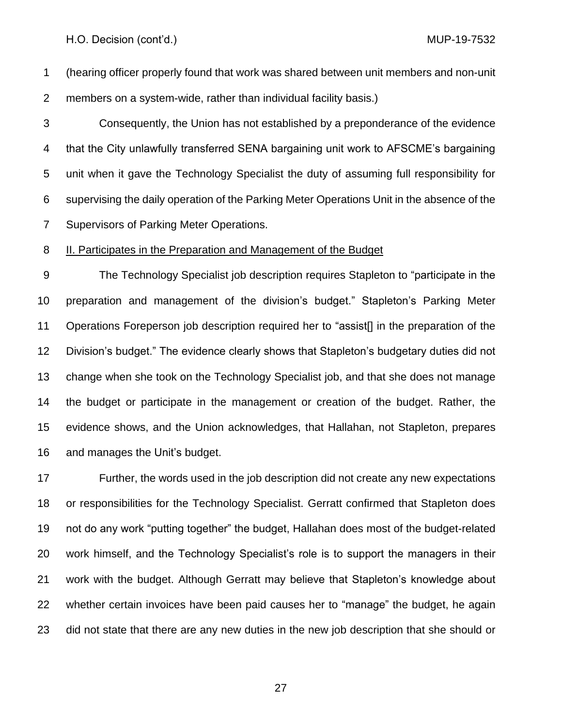(hearing officer properly found that work was shared between unit members and non-unit members on a system-wide, rather than individual facility basis.)

Consequently, the Union has not established by a preponderance of the evidence that the City unlawfully transferred SENA bargaining unit work to AFSCME's bargaining unit when it gave the Technology Specialist the duty of assuming full responsibility for supervising the daily operation of the Parking Meter Operations Unit in the absence of the Supervisors of Parking Meter Operations.

<u>II. Participates in the Preparation and Management of the Budget</u>

The Technology Specialist job description requires Stapleton to "participate in the preparation and management of the division's budget." Stapleton's Parking Meter Operations Foreperson job description required her to "assist[] in the preparation of the Division's budget." The evidence clearly shows that Stapleton's budgetary duties did not change when she took on the Technology Specialist job, and that she does not manage the budget or participate in the management or creation of the budget. Rather, the evidence shows, and the Union acknowledges, that Hallahan, not Stapleton, prepares and manages the Unit's budget.

Further, the words used in the job description did not create any new expectations or responsibilities for the Technology Specialist. Gerratt confirmed that Stapleton does not do any work "putting together" the budget, Hallahan does most of the budget-related work himself, and the Technology Specialist's role is to support the managers in their work with the budget. Although Gerratt may believe that Stapleton's knowledge about whether certain invoices have been paid causes her to "manage" the budget, he again did not state that there are any new duties in the new job description that she should or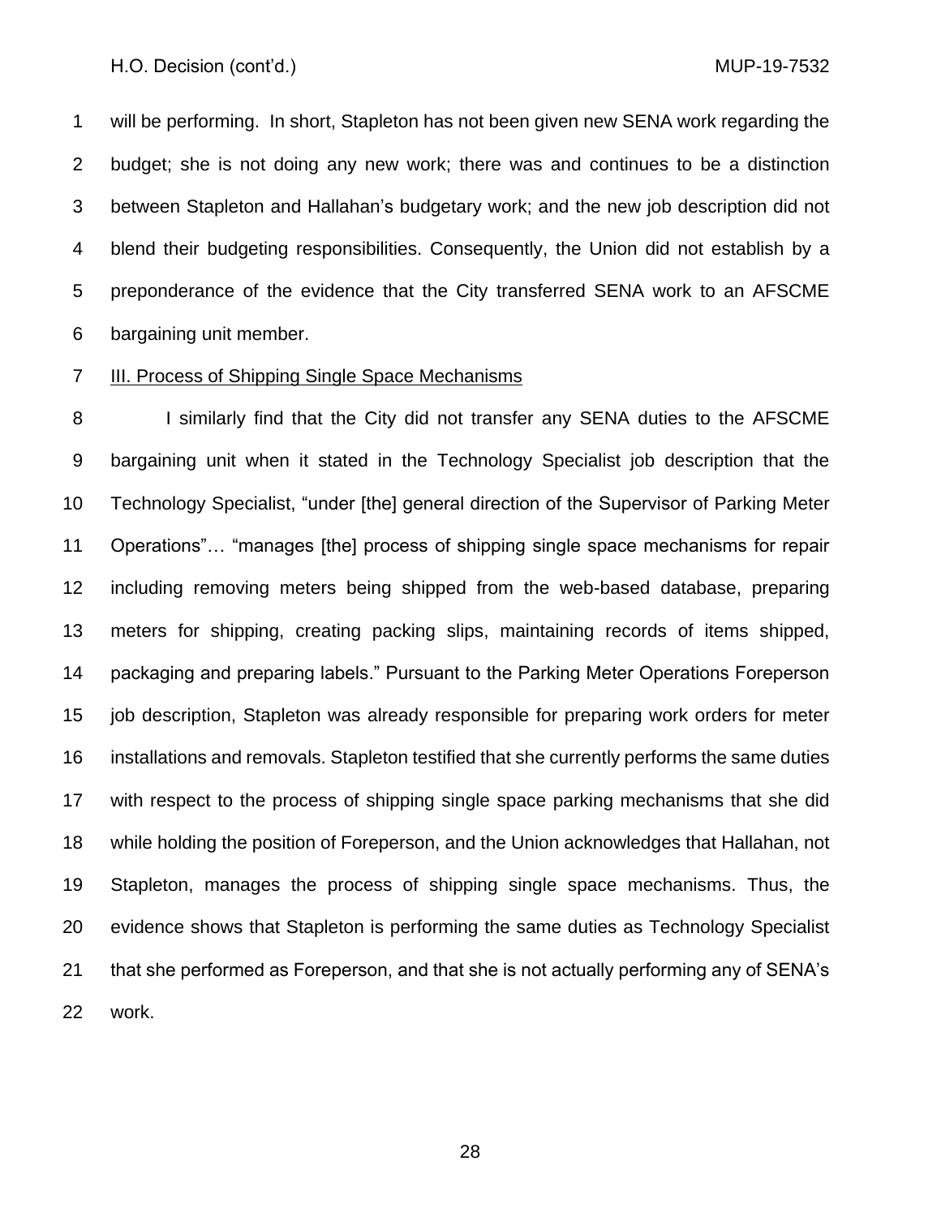will be performing. In short, Stapleton has not been given new SENA work regarding the budget; she is not doing any new work; there was and continues to be a distinction between Stapleton and Hallahan's budgetary work; and the new job description did not blend their budgeting responsibilities. Consequently, the Union did not establish by a preponderance of the evidence that the City transferred SENA work to an AFSCME bargaining unit member.

III. Process of Shipping Single Space Mechanisms

I similarly find that the City did not transfer any SENA duties to the AFSCME bargaining unit when it stated in the Technology Specialist job description that the Technology Specialist, "under [the] general direction of the Supervisor of Parking Meter Operations"… "manages [the] process of shipping single space mechanisms for repair including removing meters being shipped from the web-based database, preparing meters for shipping, creating packing slips, maintaining records of items shipped, packaging and preparing labels." Pursuant to the Parking Meter Operations Foreperson job description, Stapleton was already responsible for preparing work orders for meter installations and removals. Stapleton testified that she currently performs the same duties with respect to the process of shipping single space parking mechanisms that she did while holding the position of Foreperson, and the Union acknowledges that Hallahan, not Stapleton, manages the process of shipping single space mechanisms. Thus, the evidence shows that Stapleton is performing the same duties as Technology Specialist that she performed as Foreperson, and that she is not actually performing any of SENA's work.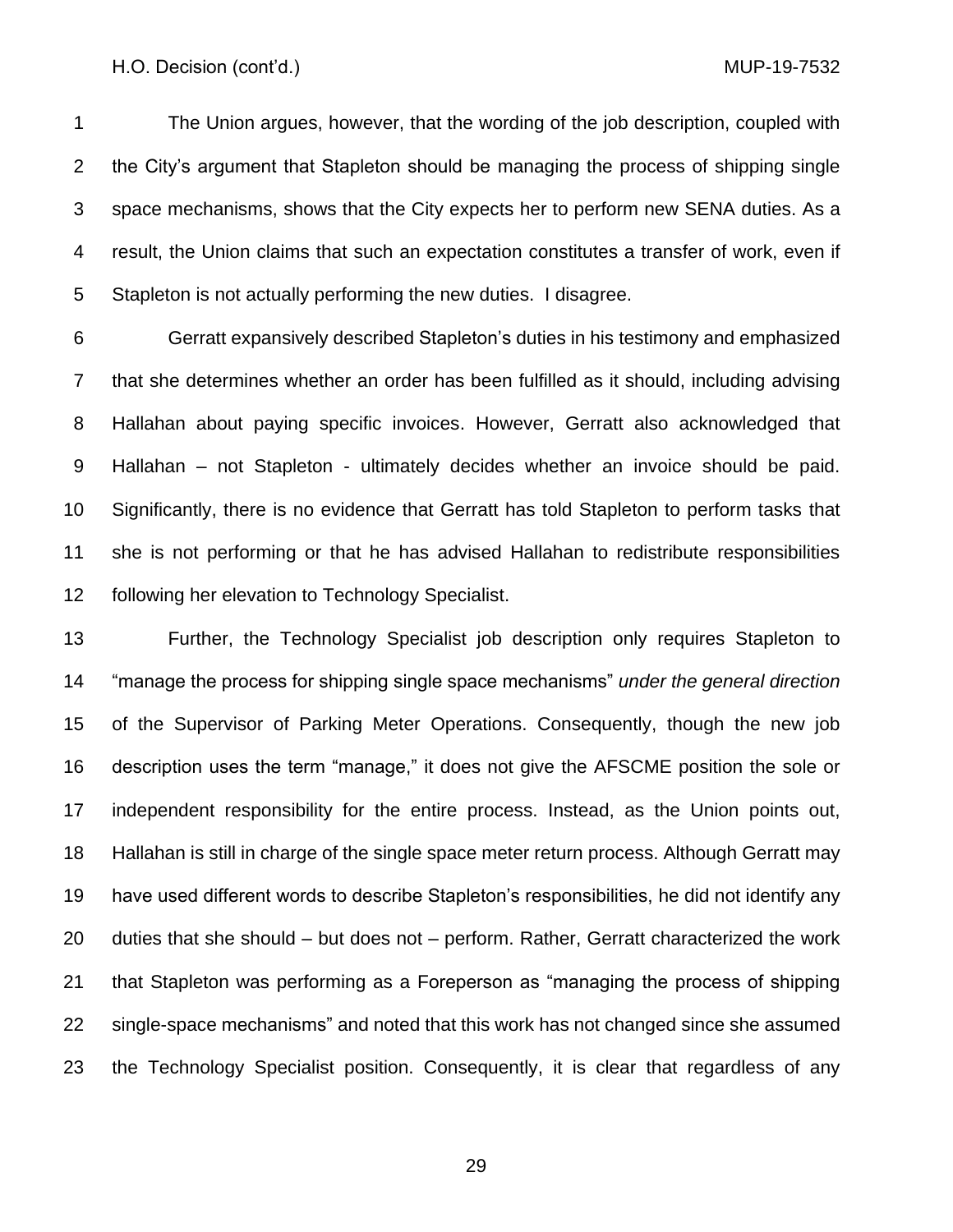The Union argues, however, that the wording of the job description, coupled with the City's argument that Stapleton should be managing the process of shipping single space mechanisms, shows that the City expects her to perform new SENA duties. As a result, the Union claims that such an expectation constitutes a transfer of work, even if Stapleton is not actually performing the new duties. I disagree.

Gerratt expansively described Stapleton's duties in his testimony and emphasized that she determines whether an order has been fulfilled as it should, including advising Hallahan about paying specific invoices. However, Gerratt also acknowledged that Hallahan – not Stapleton - ultimately decides whether an invoice should be paid. Significantly, there is no evidence that Gerratt has told Stapleton to perform tasks that she is not performing or that he has advised Hallahan to redistribute responsibilities following her elevation to Technology Specialist.

Further, the Technology Specialist job description only requires Stapleton to "manage the process for shipping single space mechanisms" *under the general direction* of the Supervisor of Parking Meter Operations. Consequently, though the new job description uses the term "manage," it does not give the AFSCME position the sole or independent responsibility for the entire process. Instead, as the Union points out, Hallahan is still in charge of the single space meter return process. Although Gerratt may have used different words to describe Stapleton's responsibilities, he did not identify any duties that she should – but does not – perform. Rather, Gerratt characterized the work that Stapleton was performing as a Foreperson as "managing the process of shipping single-space mechanisms" and noted that this work has not changed since she assumed the Technology Specialist position. Consequently, it is clear that regardless of any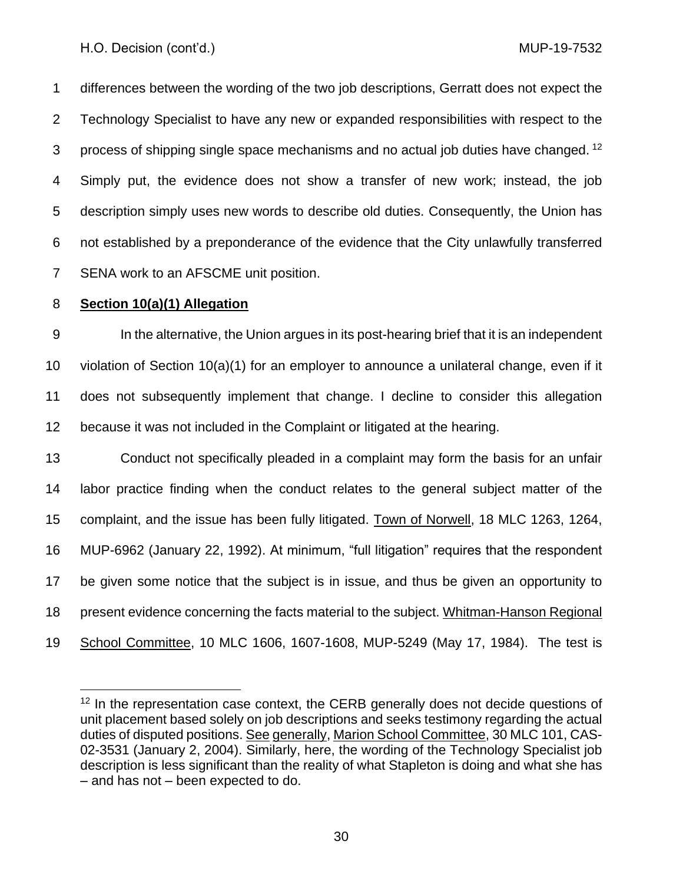differences between the wording of the two job descriptions, Gerratt does not expect the Technology Specialist to have any new or expanded responsibilities with respect to the process of shipping single space mechanisms and no actual job duties have changed.[12] Simply put, the evidence does not show a transfer of new work; instead, the job description simply uses new words to describe old duties. Consequently, the Union has not established by a preponderance of the evidence that the City unlawfully transferred SENA work to an AFSCME unit position.

**Section 10(a)(1) Allegation**

In the alternative, the Union argues in its post-hearing brief that it is an independent violation of Section 10(a)(1) for an employer to announce a unilateral change, even if it does not subsequently implement that change. I decline to consider this allegation because it was not included in the Complaint or litigated at the hearing.

Conduct not specifically pleaded in a complaint may form the basis for an unfair labor practice finding when the conduct relates to the general subject matter of the complaint, and the issue has been fully litigated. Town of Norwell, 18 MLC 1263, 1264, MUP-6962 (January 22, 1992). At minimum, "full litigation" requires that the respondent be given some notice that the subject is in issue, and thus be given an opportunity to present evidence concerning the facts material to the subject. Whitman-Hanson Regional School Committee, 10 MLC 1606, 1607-1608, MUP-5249 (May 17, 1984). The test is

---

[12] In the representation case context, the CERB generally does not decide questions of unit placement based solely on job descriptions and seeks testimony regarding the actual duties of disputed positions. See generally, Marion School Committee, 30 MLC 101, CAS-02-3531 (January 2, 2004). Similarly, here, the wording of the Technology Specialist job description is less significant than the reality of what Stapleton is doing and what she has – and has not – been expected to do.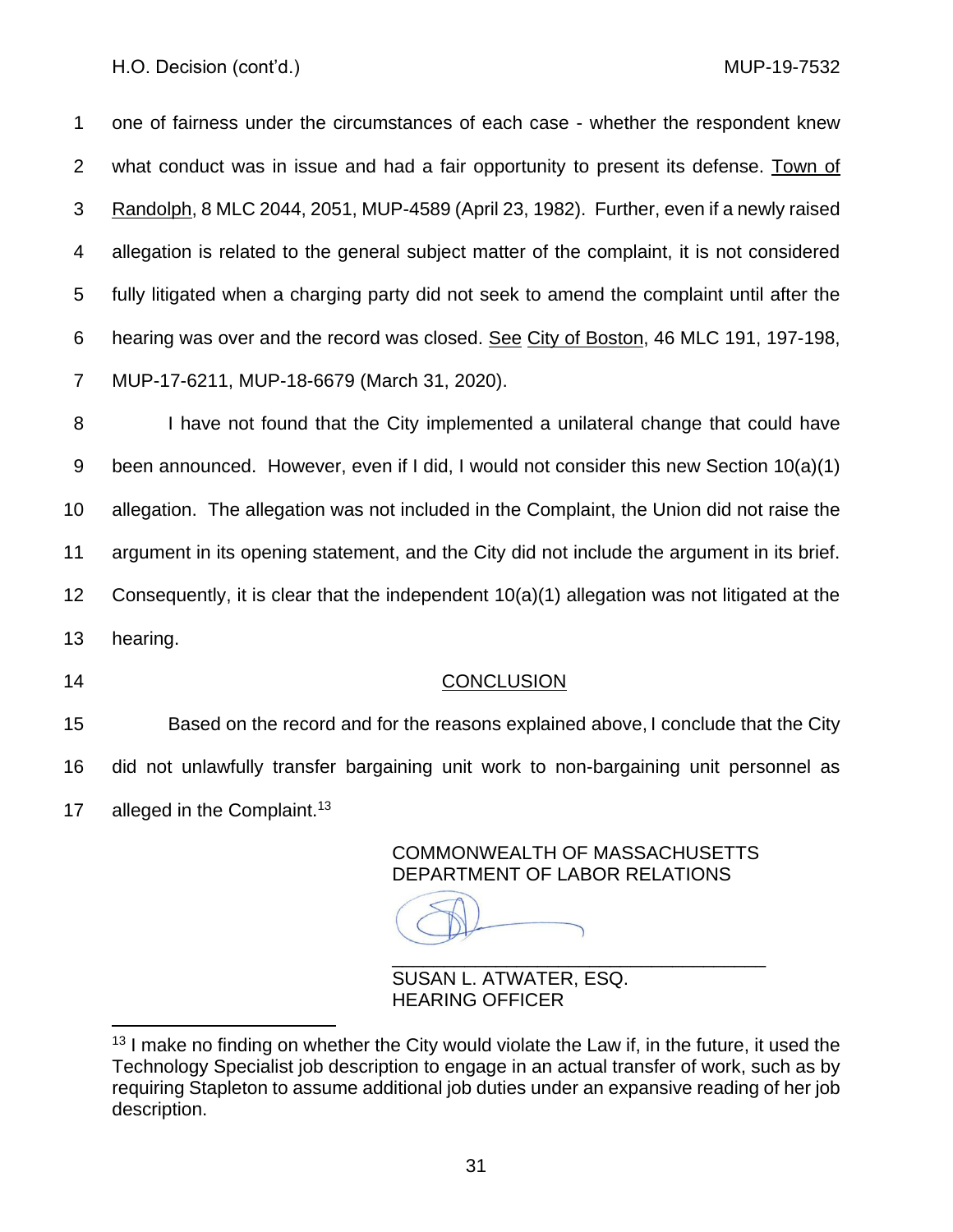one of fairness under the circumstances of each case - whether the respondent knew what conduct was in issue and had a fair opportunity to present its defense. Town of Randolph, 8 MLC 2044, 2051, MUP-4589 (April 23, 1982). Further, even if a newly raised allegation is related to the general subject matter of the complaint, it is not considered fully litigated when a charging party did not seek to amend the complaint until after the hearing was over and the record was closed. See City of Boston, 46 MLC 191, 197-198, MUP-17-6211, MUP-18-6679 (March 31, 2020).

I have not found that the City implemented a unilateral change that could have been announced. However, even if I did, I would not consider this new Section 10(a)(1) allegation. The allegation was not included in the Complaint, the Union did not raise the argument in its opening statement, and the City did not include the argument in its brief. Consequently, it is clear that the independent 10(a)(1) allegation was not litigated at the hearing.

## CONCLUSION

Based on the record and for the reasons explained above, I conclude that the City did not unlawfully transfer bargaining unit work to non-bargaining unit personnel as alleged in the Complaint.[13]

COMMONWEALTH OF MASSACHUSETTS
DEPARTMENT OF LABOR RELATIONS

\_\_\_\_\_\_\_\_\_\_\_\_\_\_\_\_\_\_\_\_\_\_\_\_\_\_\_\_\_\_\_\_\_\_\_\_
SUSAN L. ATWATER, ESQ.
HEARING OFFICER

---

[13] I make no finding on whether the City would violate the Law if, in the future, it used the Technology Specialist job description to engage in an actual transfer of work, such as by requiring Stapleton to assume additional job duties under an expansive reading of her job description.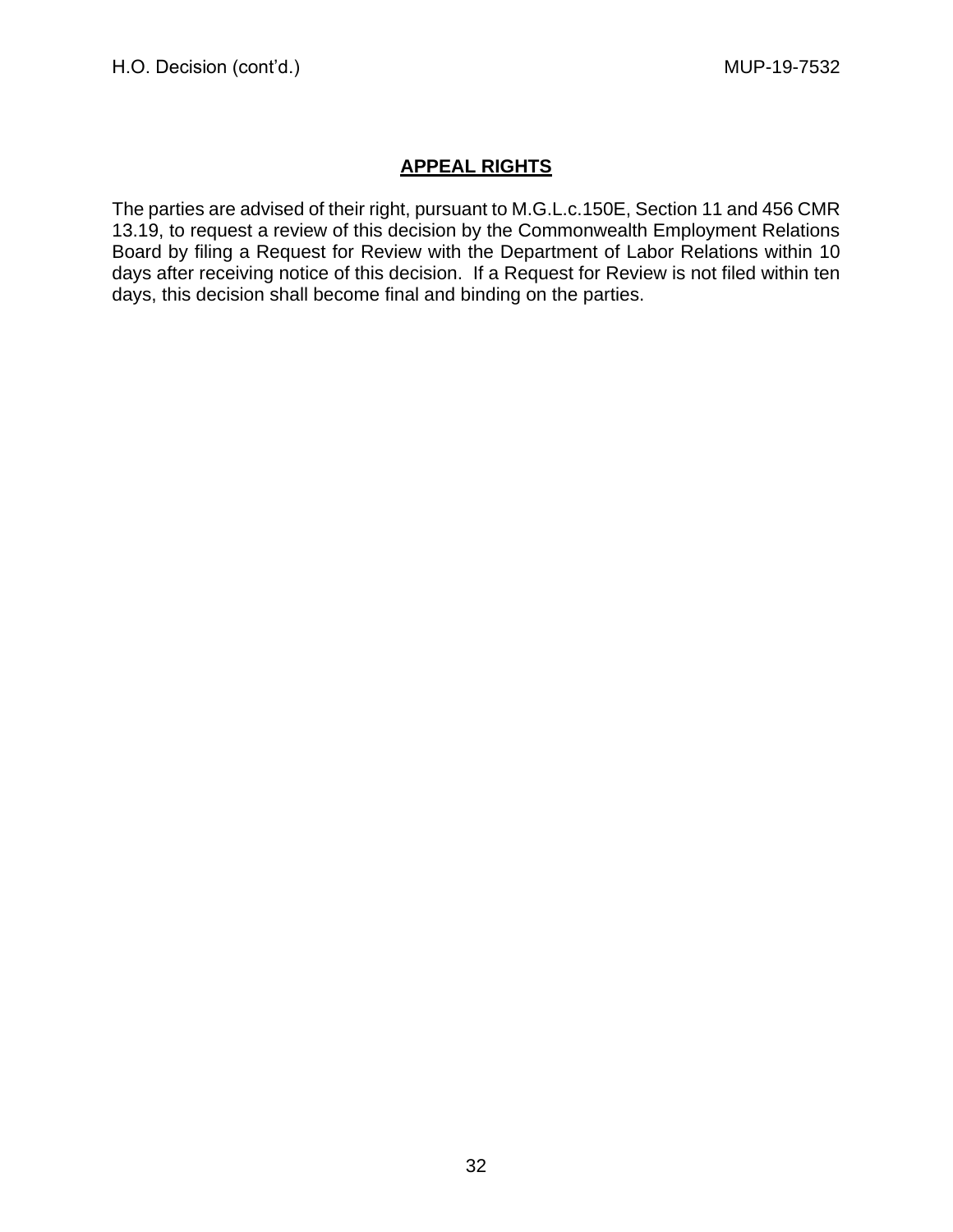## APPEAL RIGHTS

The parties are advised of their right, pursuant to M.G.L.c.150E, Section 11 and 456 CMR 13.19, to request a review of this decision by the Commonwealth Employment Relations Board by filing a Request for Review with the Department of Labor Relations within 10 days after receiving notice of this decision. If a Request for Review is not filed within ten days, this decision shall become final and binding on the parties.